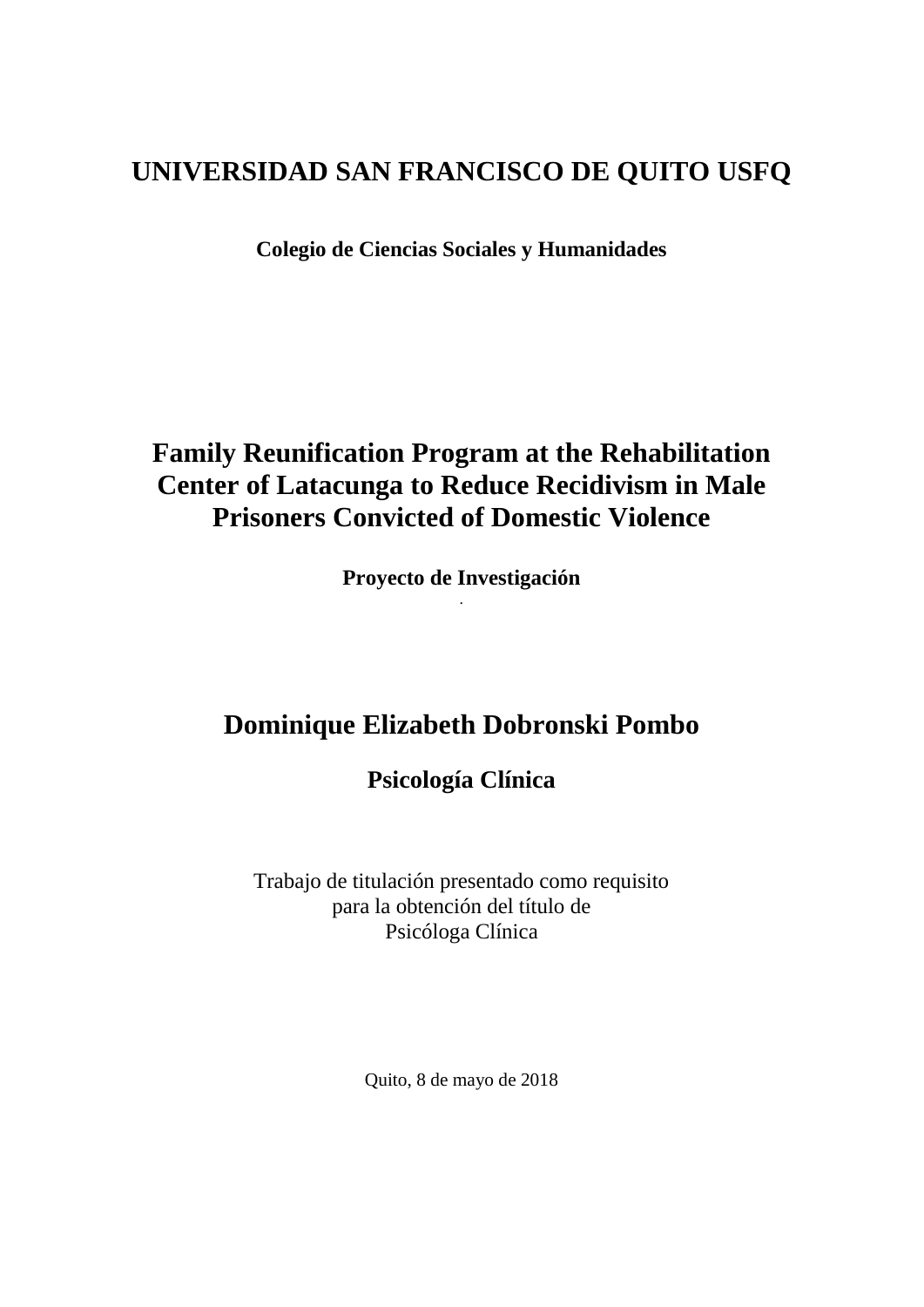# UNIVERSIDAD SAN FRANCISCO DE QUITO USFQ

**Colegio de Ciencias Sociales y Humanidades**

# Family Reunification Program at the Rehabilitation Center of Latacunga to Reduce Recidivism in Male Prisoners Convicted of Domestic Violence

**Proyecto de Investigación**

## Dominique Elizabeth Dobronski Pombo

**Psicología Clínica**

Trabajo de titulación presentado como requisito
para la obtención del título de
Psicóloga Clínica

Quito, 8 de mayo de 2018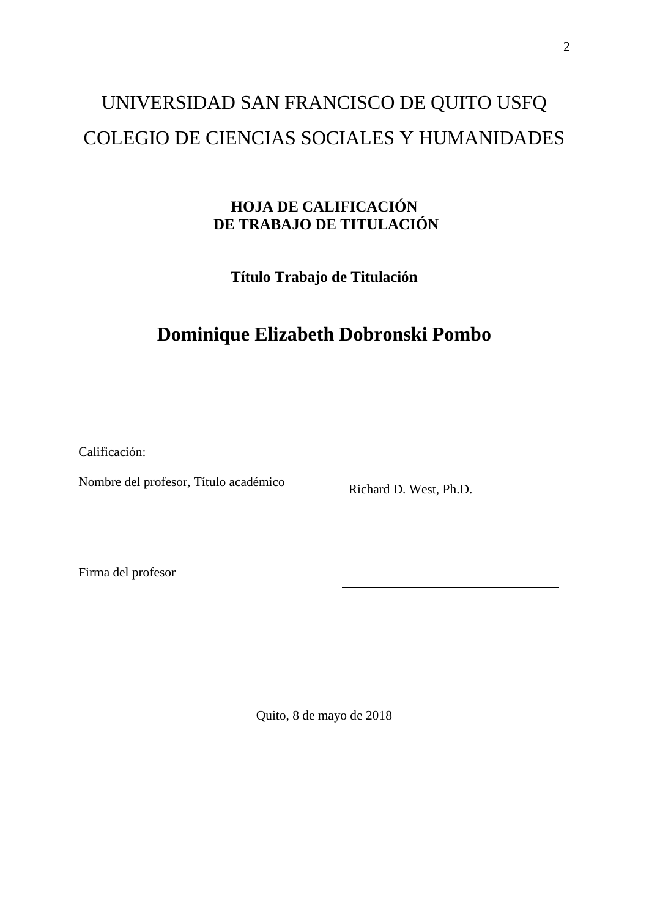# UNIVERSIDAD SAN FRANCISCO DE QUITO USFQ

# COLEGIO DE CIENCIAS SOCIALES Y HUMANIDADES

**HOJA DE CALIFICACIÓN**
**DE TRABAJO DE TITULACIÓN**

**Título Trabajo de Titulación**

## Dominique Elizabeth Dobronski Pombo

Calificación:

Nombre del profesor, Título académico    Richard D. West, Ph.D.

Firma del profesor    ______________________________

Quito, 8 de mayo de 2018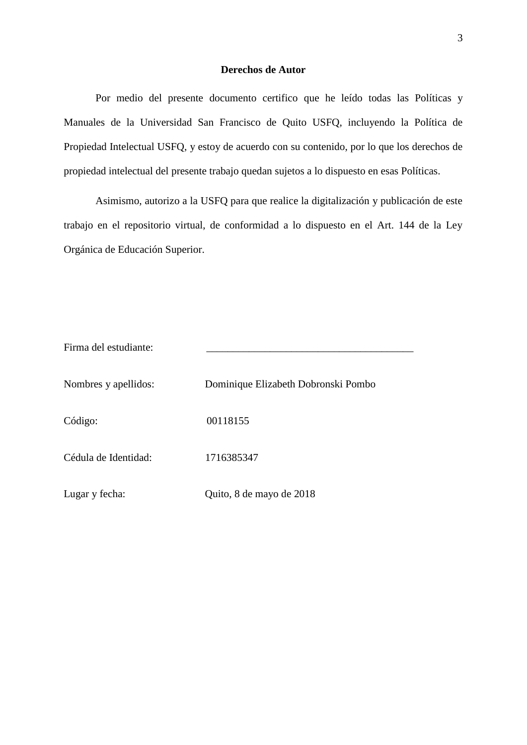## Derechos de Autor

Por medio del presente documento certifico que he leído todas las Políticas y Manuales de la Universidad San Francisco de Quito USFQ, incluyendo la Política de Propiedad Intelectual USFQ, y estoy de acuerdo con su contenido, por lo que los derechos de propiedad intelectual del presente trabajo quedan sujetos a lo dispuesto en esas Políticas.

Asimismo, autorizo a la USFQ para que realice la digitalización y publicación de este trabajo en el repositorio virtual, de conformidad a lo dispuesto en el Art. 144 de la Ley Orgánica de Educación Superior.

Firma del estudiante: _______________________________________

Nombres y apellidos: Dominique Elizabeth Dobronski Pombo

Código: 00118155

Cédula de Identidad: 1716385347

Lugar y fecha: Quito, 8 de mayo de 2018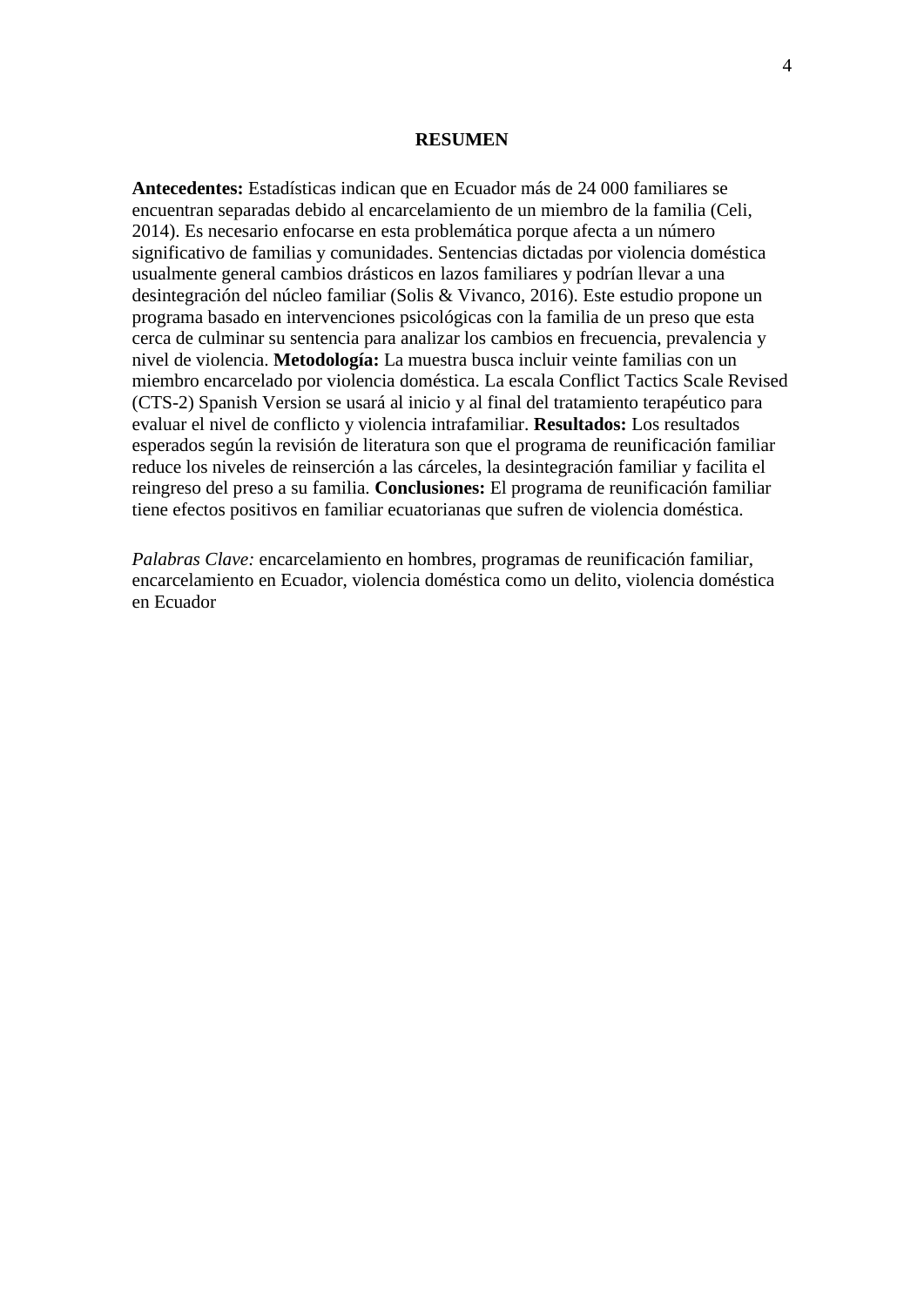# RESUMEN

**Antecedentes:** Estadísticas indican que en Ecuador más de 24 000 familiares se encuentran separadas debido al encarcelamiento de un miembro de la familia (Celi, 2014). Es necesario enfocarse en esta problemática porque afecta a un número significativo de familias y comunidades. Sentencias dictadas por violencia doméstica usualmente general cambios drásticos en lazos familiares y podrían llevar a una desintegración del núcleo familiar (Solis & Vivanco, 2016). Este estudio propone un programa basado en intervenciones psicológicas con la familia de un preso que esta cerca de culminar su sentencia para analizar los cambios en frecuencia, prevalencia y nivel de violencia. **Metodología:** La muestra busca incluir veinte familias con un miembro encarcelado por violencia doméstica. La escala Conflict Tactics Scale Revised (CTS-2) Spanish Version se usará al inicio y al final del tratamiento terapéutico para evaluar el nivel de conflicto y violencia intrafamiliar. **Resultados:** Los resultados esperados según la revisión de literatura son que el programa de reunificación familiar reduce los niveles de reinserción a las cárceles, la desintegración familiar y facilita el reingreso del preso a su familia. **Conclusiones:** El programa de reunificación familiar tiene efectos positivos en familiar ecuatorianas que sufren de violencia doméstica.

*Palabras Clave:* encarcelamiento en hombres, programas de reunificación familiar, encarcelamiento en Ecuador, violencia doméstica como un delito, violencia doméstica en Ecuador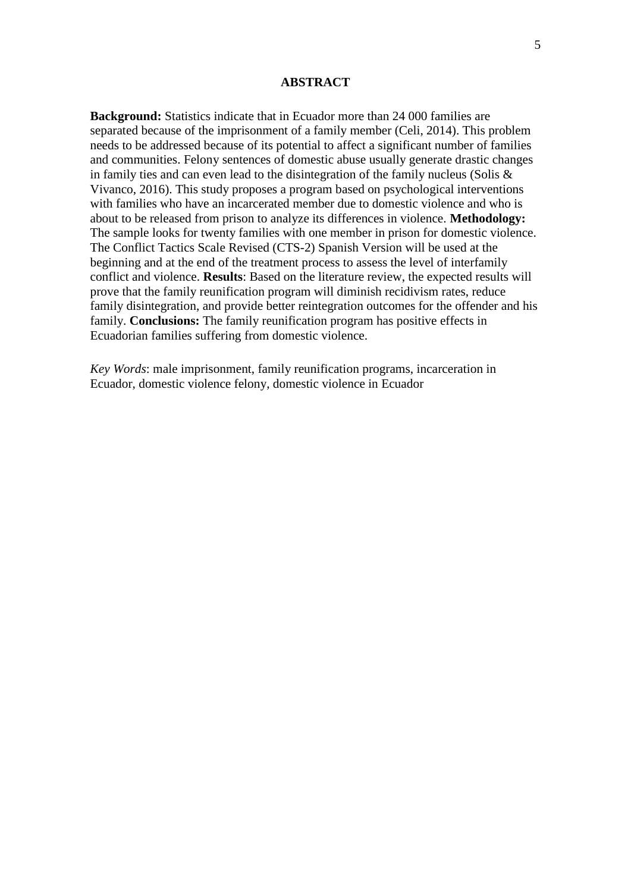## ABSTRACT

**Background:** Statistics indicate that in Ecuador more than 24 000 families are separated because of the imprisonment of a family member (Celi, 2014). This problem needs to be addressed because of its potential to affect a significant number of families and communities. Felony sentences of domestic abuse usually generate drastic changes in family ties and can even lead to the disintegration of the family nucleus (Solis & Vivanco, 2016). This study proposes a program based on psychological interventions with families who have an incarcerated member due to domestic violence and who is about to be released from prison to analyze its differences in violence. **Methodology:** The sample looks for twenty families with one member in prison for domestic violence. The Conflict Tactics Scale Revised (CTS-2) Spanish Version will be used at the beginning and at the end of the treatment process to assess the level of interfamily conflict and violence. **Results**: Based on the literature review, the expected results will prove that the family reunification program will diminish recidivism rates, reduce family disintegration, and provide better reintegration outcomes for the offender and his family. **Conclusions:** The family reunification program has positive effects in Ecuadorian families suffering from domestic violence.

*Key Words*: male imprisonment, family reunification programs, incarceration in Ecuador, domestic violence felony, domestic violence in Ecuador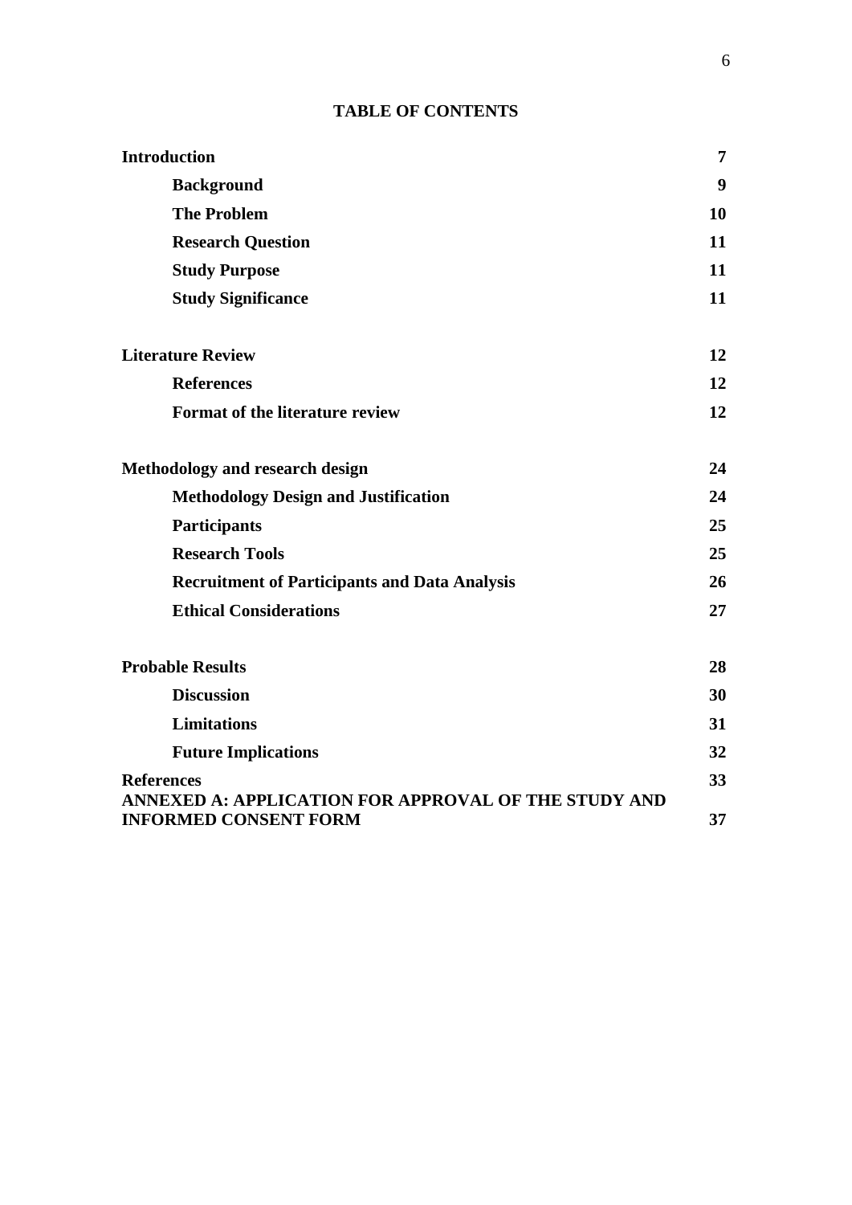**TABLE OF CONTENTS**

| | |
|---|---|
| **Introduction** | **7** |
| **Background** | **9** |
| **The Problem** | **10** |
| **Research Question** | **11** |
| **Study Purpose** | **11** |
| **Study Significance** | **11** |
| **Literature Review** | **12** |
| **References** | **12** |
| **Format of the literature review** | **12** |
| **Methodology and research design** | **24** |
| **Methodology Design and Justification** | **24** |
| **Participants** | **25** |
| **Research Tools** | **25** |
| **Recruitment of Participants and Data Analysis** | **26** |
| **Ethical Considerations** | **27** |
| **Probable Results** | **28** |
| **Discussion** | **30** |
| **Limitations** | **31** |
| **Future Implications** | **32** |
| **References** | **33** |
| **ANNEXED A: APPLICATION FOR APPROVAL OF THE STUDY AND INFORMED CONSENT FORM** | **37** |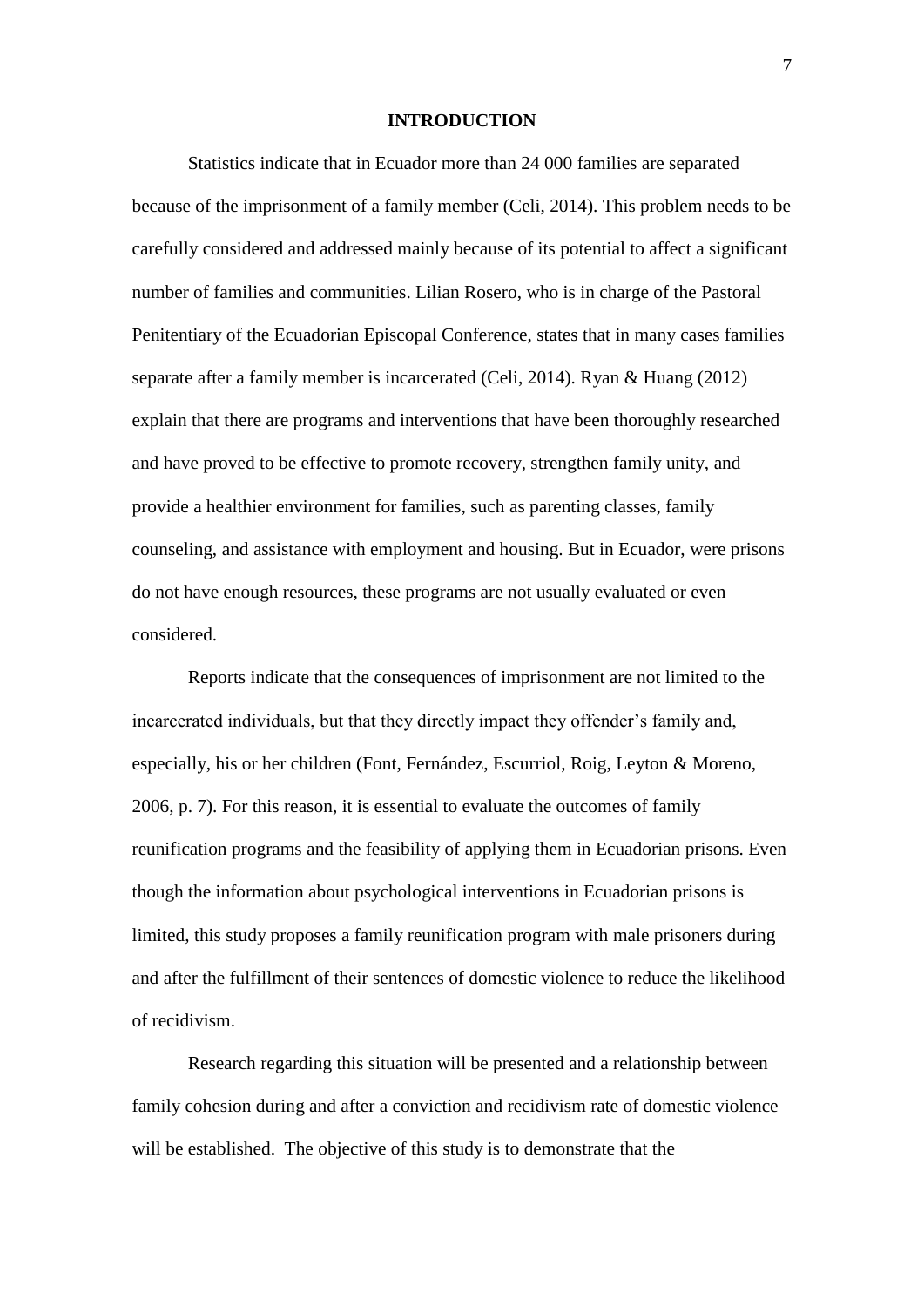# INTRODUCTION

Statistics indicate that in Ecuador more than 24 000 families are separated because of the imprisonment of a family member (Celi, 2014). This problem needs to be carefully considered and addressed mainly because of its potential to affect a significant number of families and communities. Lilian Rosero, who is in charge of the Pastoral Penitentiary of the Ecuadorian Episcopal Conference, states that in many cases families separate after a family member is incarcerated (Celi, 2014). Ryan & Huang (2012) explain that there are programs and interventions that have been thoroughly researched and have proved to be effective to promote recovery, strengthen family unity, and provide a healthier environment for families, such as parenting classes, family counseling, and assistance with employment and housing. But in Ecuador, were prisons do not have enough resources, these programs are not usually evaluated or even considered.

Reports indicate that the consequences of imprisonment are not limited to the incarcerated individuals, but that they directly impact they offender's family and, especially, his or her children (Font, Fernández, Escurriol, Roig, Leyton & Moreno, 2006, p. 7). For this reason, it is essential to evaluate the outcomes of family reunification programs and the feasibility of applying them in Ecuadorian prisons. Even though the information about psychological interventions in Ecuadorian prisons is limited, this study proposes a family reunification program with male prisoners during and after the fulfillment of their sentences of domestic violence to reduce the likelihood of recidivism.

Research regarding this situation will be presented and a relationship between family cohesion during and after a conviction and recidivism rate of domestic violence will be established. The objective of this study is to demonstrate that the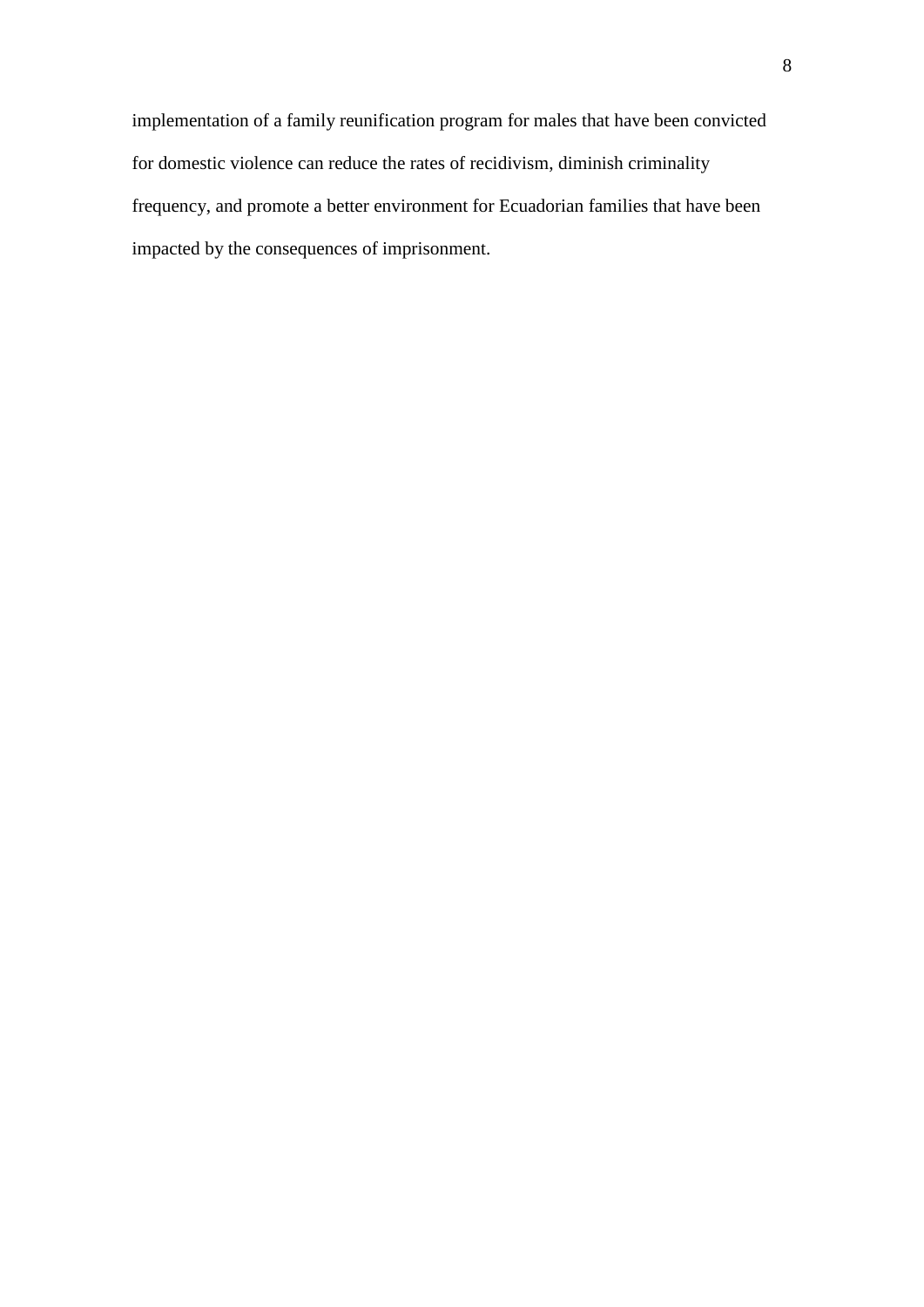implementation of a family reunification program for males that have been convicted for domestic violence can reduce the rates of recidivism, diminish criminality frequency, and promote a better environment for Ecuadorian families that have been impacted by the consequences of imprisonment.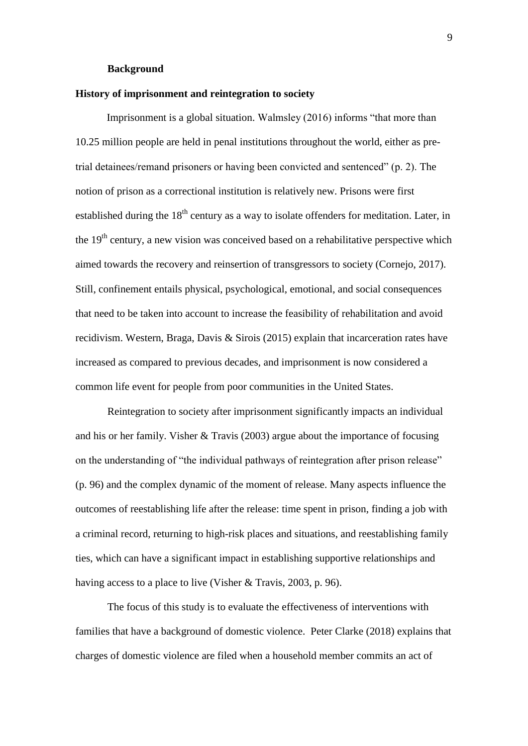## Background

### History of imprisonment and reintegration to society

Imprisonment is a global situation. Walmsley (2016) informs "that more than 10.25 million people are held in penal institutions throughout the world, either as pre-trial detainees/remand prisoners or having been convicted and sentenced" (p. 2). The notion of prison as a correctional institution is relatively new. Prisons were first established during the 18th century as a way to isolate offenders for meditation. Later, in the 19th century, a new vision was conceived based on a rehabilitative perspective which aimed towards the recovery and reinsertion of transgressors to society (Cornejo, 2017). Still, confinement entails physical, psychological, emotional, and social consequences that need to be taken into account to increase the feasibility of rehabilitation and avoid recidivism. Western, Braga, Davis & Sirois (2015) explain that incarceration rates have increased as compared to previous decades, and imprisonment is now considered a common life event for people from poor communities in the United States.

Reintegration to society after imprisonment significantly impacts an individual and his or her family. Visher & Travis (2003) argue about the importance of focusing on the understanding of "the individual pathways of reintegration after prison release" (p. 96) and the complex dynamic of the moment of release. Many aspects influence the outcomes of reestablishing life after the release: time spent in prison, finding a job with a criminal record, returning to high-risk places and situations, and reestablishing family ties, which can have a significant impact in establishing supportive relationships and having access to a place to live (Visher & Travis, 2003, p. 96).

The focus of this study is to evaluate the effectiveness of interventions with families that have a background of domestic violence. Peter Clarke (2018) explains that charges of domestic violence are filed when a household member commits an act of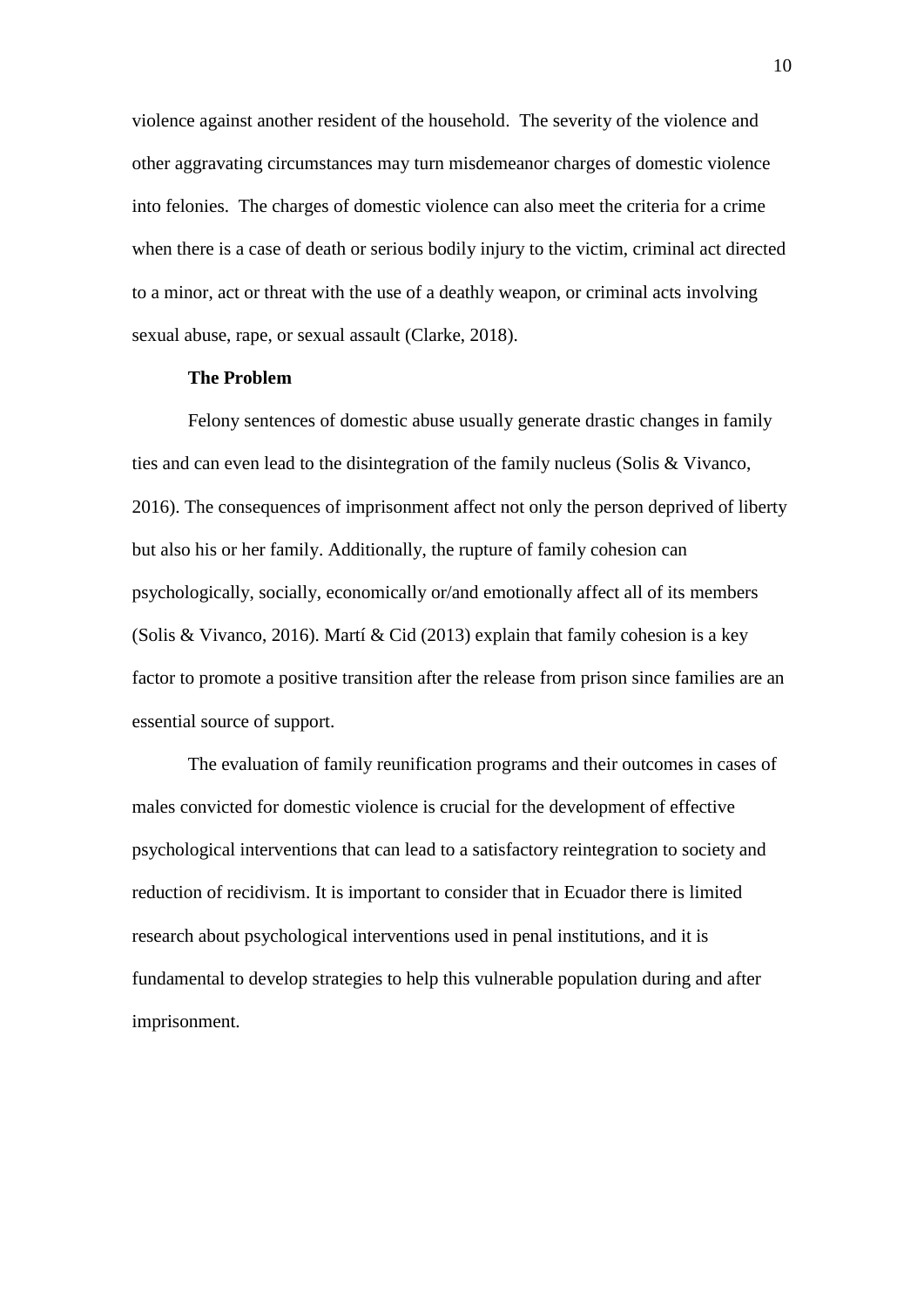violence against another resident of the household. The severity of the violence and other aggravating circumstances may turn misdemeanor charges of domestic violence into felonies. The charges of domestic violence can also meet the criteria for a crime when there is a case of death or serious bodily injury to the victim, criminal act directed to a minor, act or threat with the use of a deathly weapon, or criminal acts involving sexual abuse, rape, or sexual assault (Clarke, 2018).

### The Problem

Felony sentences of domestic abuse usually generate drastic changes in family ties and can even lead to the disintegration of the family nucleus (Solis & Vivanco, 2016). The consequences of imprisonment affect not only the person deprived of liberty but also his or her family. Additionally, the rupture of family cohesion can psychologically, socially, economically or/and emotionally affect all of its members (Solis & Vivanco, 2016). Martí & Cid (2013) explain that family cohesion is a key factor to promote a positive transition after the release from prison since families are an essential source of support.

The evaluation of family reunification programs and their outcomes in cases of males convicted for domestic violence is crucial for the development of effective psychological interventions that can lead to a satisfactory reintegration to society and reduction of recidivism. It is important to consider that in Ecuador there is limited research about psychological interventions used in penal institutions, and it is fundamental to develop strategies to help this vulnerable population during and after imprisonment.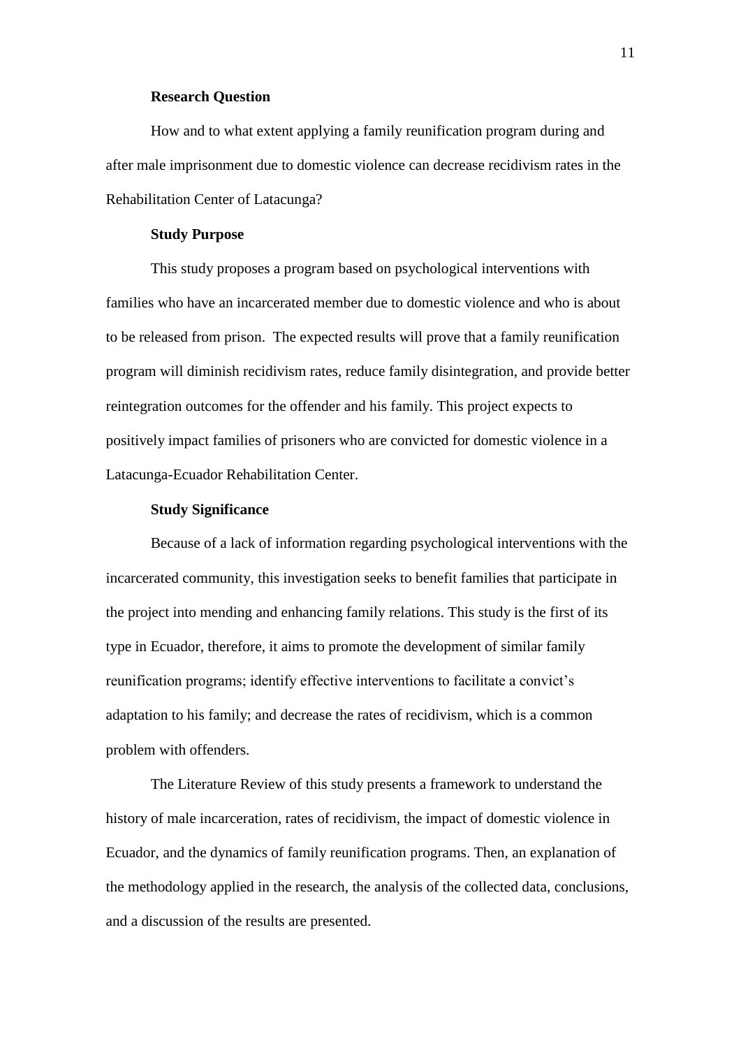### Research Question

How and to what extent applying a family reunification program during and after male imprisonment due to domestic violence can decrease recidivism rates in the Rehabilitation Center of Latacunga?

### Study Purpose

This study proposes a program based on psychological interventions with families who have an incarcerated member due to domestic violence and who is about to be released from prison. The expected results will prove that a family reunification program will diminish recidivism rates, reduce family disintegration, and provide better reintegration outcomes for the offender and his family. This project expects to positively impact families of prisoners who are convicted for domestic violence in a Latacunga-Ecuador Rehabilitation Center.

### Study Significance

Because of a lack of information regarding psychological interventions with the incarcerated community, this investigation seeks to benefit families that participate in the project into mending and enhancing family relations. This study is the first of its type in Ecuador, therefore, it aims to promote the development of similar family reunification programs; identify effective interventions to facilitate a convict's adaptation to his family; and decrease the rates of recidivism, which is a common problem with offenders.

The Literature Review of this study presents a framework to understand the history of male incarceration, rates of recidivism, the impact of domestic violence in Ecuador, and the dynamics of family reunification programs. Then, an explanation of the methodology applied in the research, the analysis of the collected data, conclusions, and a discussion of the results are presented.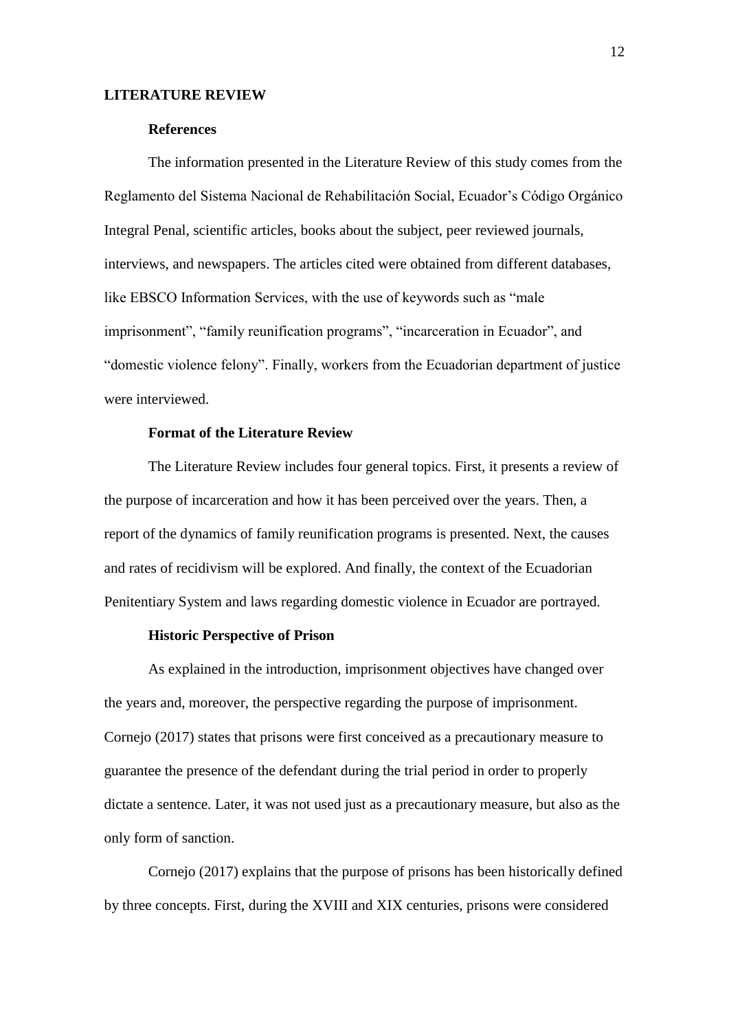# LITERATURE REVIEW

## References

The information presented in the Literature Review of this study comes from the Reglamento del Sistema Nacional de Rehabilitación Social, Ecuador's Código Orgánico Integral Penal, scientific articles, books about the subject, peer reviewed journals, interviews, and newspapers. The articles cited were obtained from different databases, like EBSCO Information Services, with the use of keywords such as "male imprisonment", "family reunification programs", "incarceration in Ecuador", and "domestic violence felony". Finally, workers from the Ecuadorian department of justice were interviewed.

## Format of the Literature Review

The Literature Review includes four general topics. First, it presents a review of the purpose of incarceration and how it has been perceived over the years. Then, a report of the dynamics of family reunification programs is presented. Next, the causes and rates of recidivism will be explored. And finally, the context of the Ecuadorian Penitentiary System and laws regarding domestic violence in Ecuador are portrayed.

## Historic Perspective of Prison

As explained in the introduction, imprisonment objectives have changed over the years and, moreover, the perspective regarding the purpose of imprisonment. Cornejo (2017) states that prisons were first conceived as a precautionary measure to guarantee the presence of the defendant during the trial period in order to properly dictate a sentence. Later, it was not used just as a precautionary measure, but also as the only form of sanction.

Cornejo (2017) explains that the purpose of prisons has been historically defined by three concepts. First, during the XVIII and XIX centuries, prisons were considered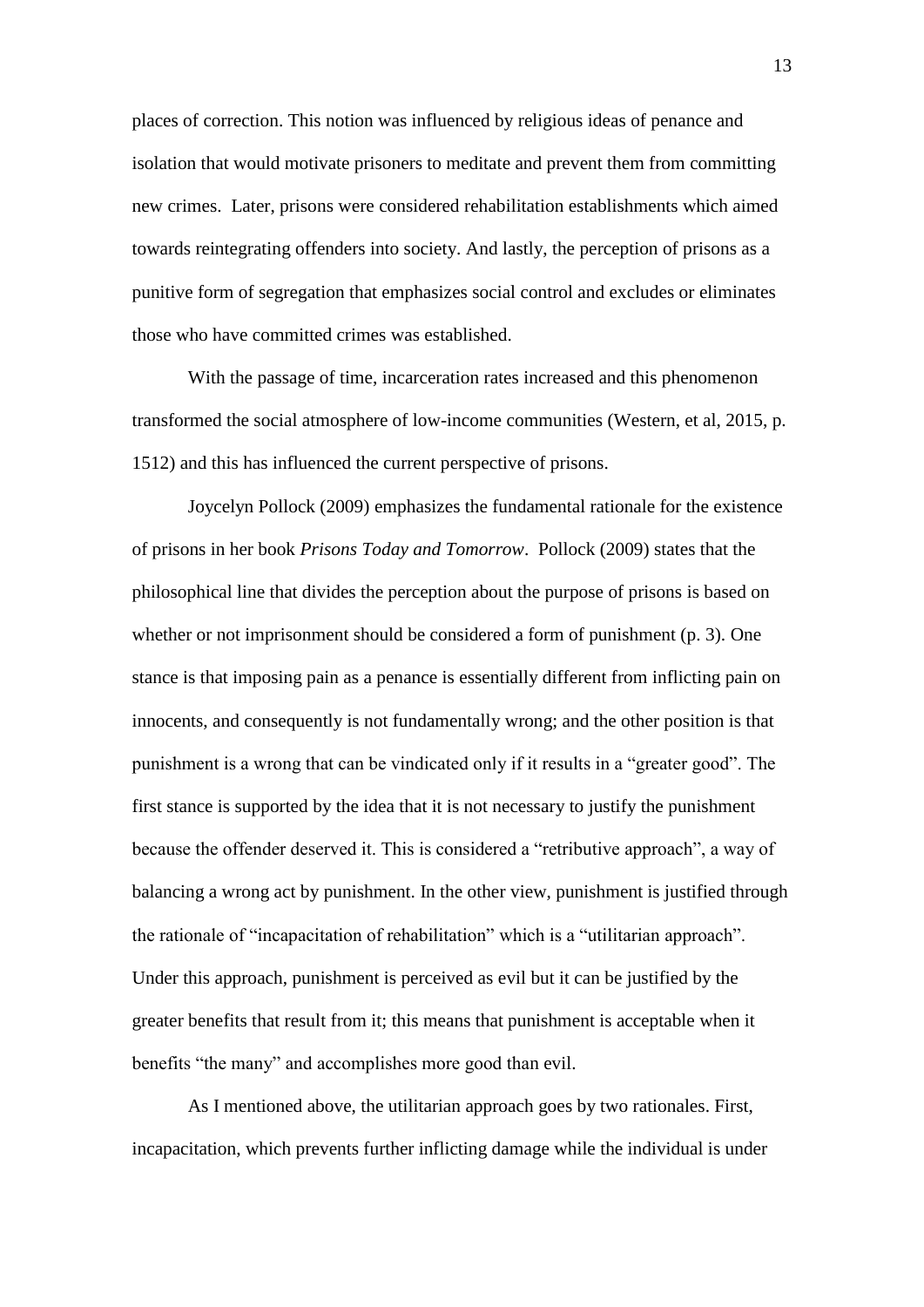places of correction. This notion was influenced by religious ideas of penance and isolation that would motivate prisoners to meditate and prevent them from committing new crimes.  Later, prisons were considered rehabilitation establishments which aimed towards reintegrating offenders into society. And lastly, the perception of prisons as a punitive form of segregation that emphasizes social control and excludes or eliminates those who have committed crimes was established.

With the passage of time, incarceration rates increased and this phenomenon transformed the social atmosphere of low-income communities (Western, et al, 2015, p. 1512) and this has influenced the current perspective of prisons.

Joycelyn Pollock (2009) emphasizes the fundamental rationale for the existence of prisons in her book *Prisons Today and Tomorrow*.  Pollock (2009) states that the philosophical line that divides the perception about the purpose of prisons is based on whether or not imprisonment should be considered a form of punishment (p. 3). One stance is that imposing pain as a penance is essentially different from inflicting pain on innocents, and consequently is not fundamentally wrong; and the other position is that punishment is a wrong that can be vindicated only if it results in a "greater good". The first stance is supported by the idea that it is not necessary to justify the punishment because the offender deserved it. This is considered a "retributive approach", a way of balancing a wrong act by punishment. In the other view, punishment is justified through the rationale of "incapacitation of rehabilitation" which is a "utilitarian approach". Under this approach, punishment is perceived as evil but it can be justified by the greater benefits that result from it; this means that punishment is acceptable when it benefits "the many" and accomplishes more good than evil.

As I mentioned above, the utilitarian approach goes by two rationales. First, incapacitation, which prevents further inflicting damage while the individual is under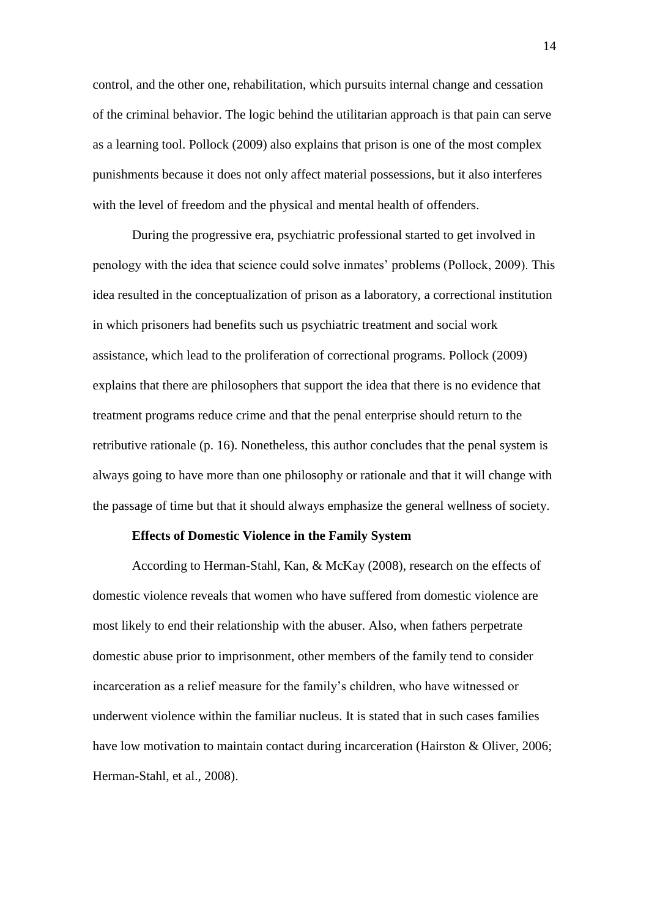control, and the other one, rehabilitation, which pursuits internal change and cessation of the criminal behavior. The logic behind the utilitarian approach is that pain can serve as a learning tool. Pollock (2009) also explains that prison is one of the most complex punishments because it does not only affect material possessions, but it also interferes with the level of freedom and the physical and mental health of offenders.

During the progressive era, psychiatric professional started to get involved in penology with the idea that science could solve inmates' problems (Pollock, 2009). This idea resulted in the conceptualization of prison as a laboratory, a correctional institution in which prisoners had benefits such us psychiatric treatment and social work assistance, which lead to the proliferation of correctional programs. Pollock (2009) explains that there are philosophers that support the idea that there is no evidence that treatment programs reduce crime and that the penal enterprise should return to the retributive rationale (p. 16). Nonetheless, this author concludes that the penal system is always going to have more than one philosophy or rationale and that it will change with the passage of time but that it should always emphasize the general wellness of society.

### Effects of Domestic Violence in the Family System

According to Herman-Stahl, Kan, & McKay (2008), research on the effects of domestic violence reveals that women who have suffered from domestic violence are most likely to end their relationship with the abuser. Also, when fathers perpetrate domestic abuse prior to imprisonment, other members of the family tend to consider incarceration as a relief measure for the family's children, who have witnessed or underwent violence within the familiar nucleus. It is stated that in such cases families have low motivation to maintain contact during incarceration (Hairston & Oliver, 2006; Herman-Stahl, et al., 2008).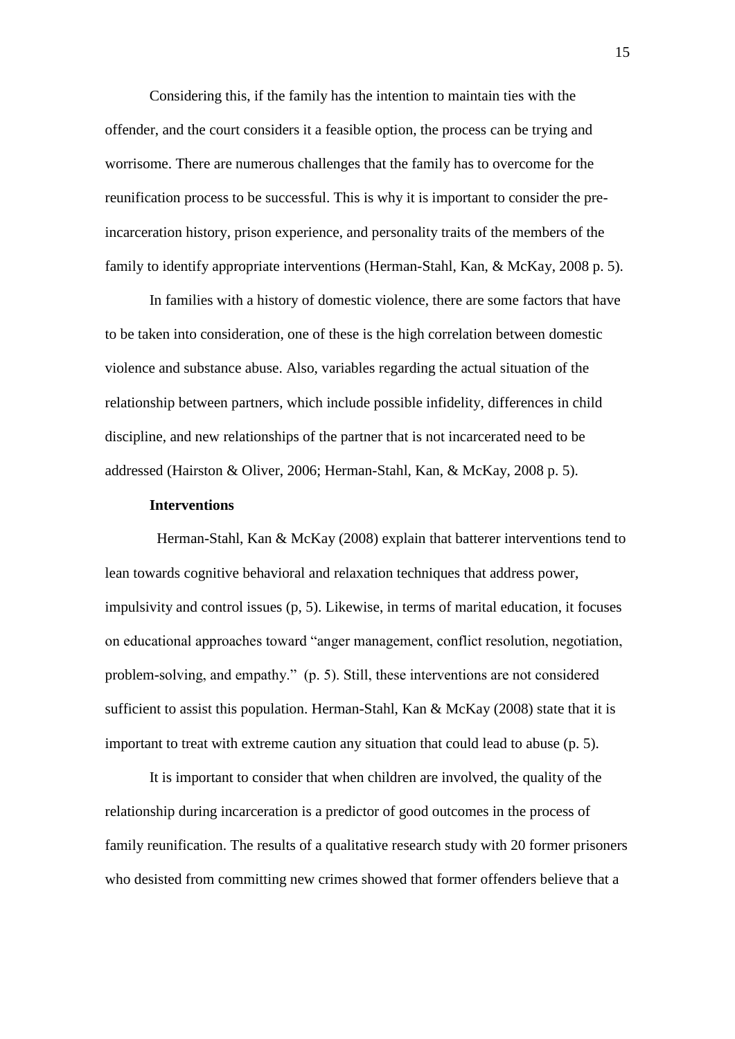Considering this, if the family has the intention to maintain ties with the offender, and the court considers it a feasible option, the process can be trying and worrisome. There are numerous challenges that the family has to overcome for the reunification process to be successful. This is why it is important to consider the pre-incarceration history, prison experience, and personality traits of the members of the family to identify appropriate interventions (Herman-Stahl, Kan, & McKay, 2008 p. 5).

In families with a history of domestic violence, there are some factors that have to be taken into consideration, one of these is the high correlation between domestic violence and substance abuse. Also, variables regarding the actual situation of the relationship between partners, which include possible infidelity, differences in child discipline, and new relationships of the partner that is not incarcerated need to be addressed (Hairston & Oliver, 2006; Herman-Stahl, Kan, & McKay, 2008 p. 5).

**Interventions**

Herman-Stahl, Kan & McKay (2008) explain that batterer interventions tend to lean towards cognitive behavioral and relaxation techniques that address power, impulsivity and control issues (p, 5). Likewise, in terms of marital education, it focuses on educational approaches toward "anger management, conflict resolution, negotiation, problem-solving, and empathy." (p. 5). Still, these interventions are not considered sufficient to assist this population. Herman-Stahl, Kan & McKay (2008) state that it is important to treat with extreme caution any situation that could lead to abuse (p. 5).

It is important to consider that when children are involved, the quality of the relationship during incarceration is a predictor of good outcomes in the process of family reunification. The results of a qualitative research study with 20 former prisoners who desisted from committing new crimes showed that former offenders believe that a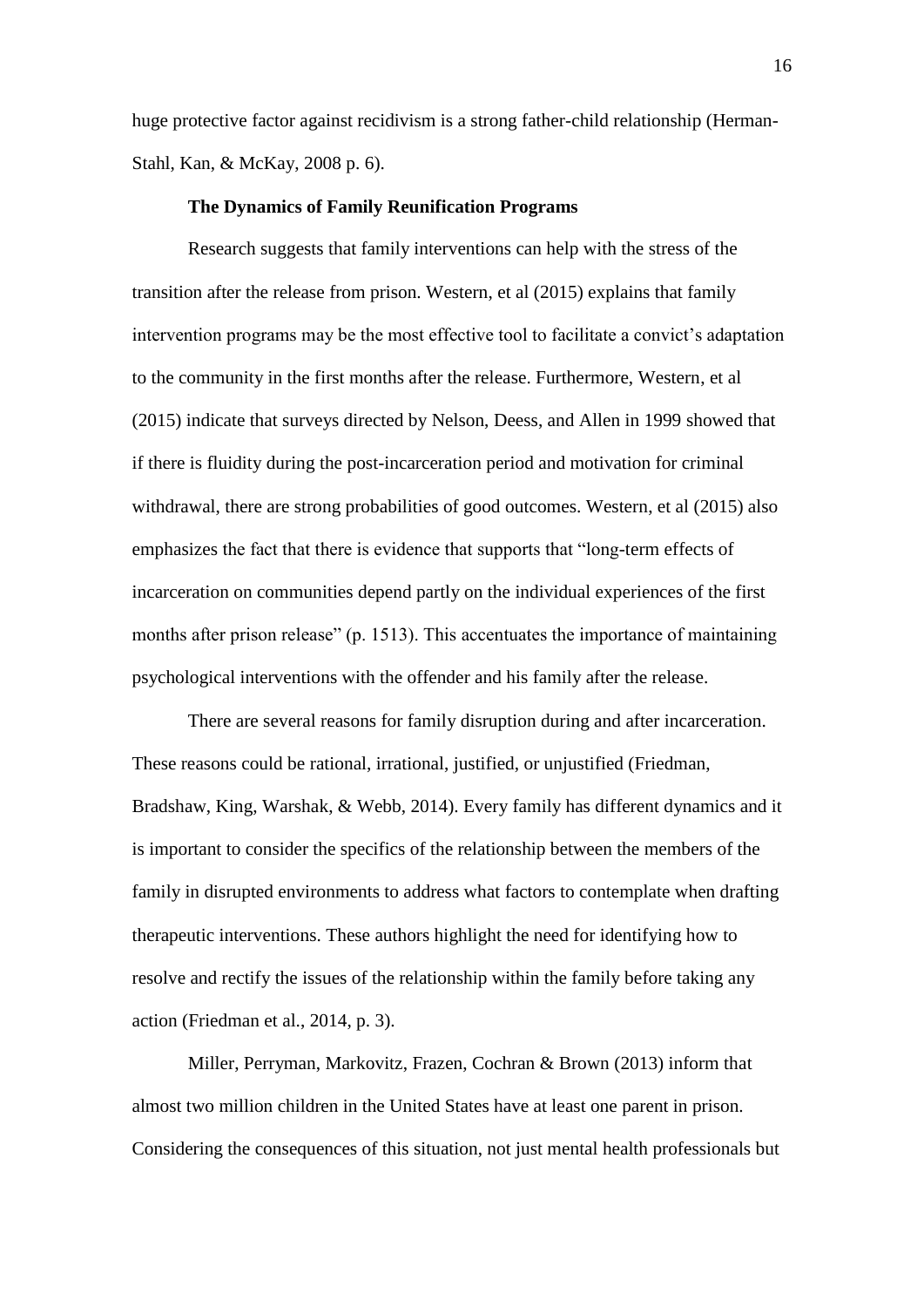huge protective factor against recidivism is a strong father-child relationship (Herman-Stahl, Kan, & McKay, 2008 p. 6).

## The Dynamics of Family Reunification Programs

Research suggests that family interventions can help with the stress of the transition after the release from prison. Western, et al (2015) explains that family intervention programs may be the most effective tool to facilitate a convict's adaptation to the community in the first months after the release. Furthermore, Western, et al (2015) indicate that surveys directed by Nelson, Deess, and Allen in 1999 showed that if there is fluidity during the post-incarceration period and motivation for criminal withdrawal, there are strong probabilities of good outcomes. Western, et al (2015) also emphasizes the fact that there is evidence that supports that "long-term effects of incarceration on communities depend partly on the individual experiences of the first months after prison release" (p. 1513). This accentuates the importance of maintaining psychological interventions with the offender and his family after the release.

There are several reasons for family disruption during and after incarceration. These reasons could be rational, irrational, justified, or unjustified (Friedman, Bradshaw, King, Warshak, & Webb, 2014). Every family has different dynamics and it is important to consider the specifics of the relationship between the members of the family in disrupted environments to address what factors to contemplate when drafting therapeutic interventions. These authors highlight the need for identifying how to resolve and rectify the issues of the relationship within the family before taking any action (Friedman et al., 2014, p. 3).

Miller, Perryman, Markovitz, Frazen, Cochran & Brown (2013) inform that almost two million children in the United States have at least one parent in prison. Considering the consequences of this situation, not just mental health professionals but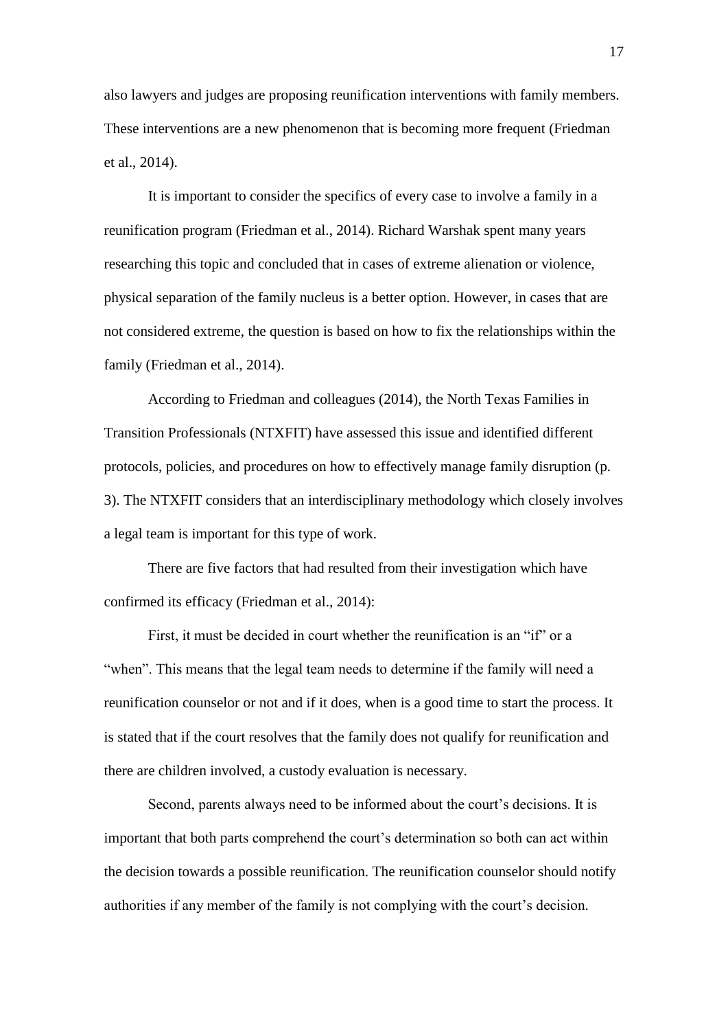also lawyers and judges are proposing reunification interventions with family members. These interventions are a new phenomenon that is becoming more frequent (Friedman et al., 2014).

It is important to consider the specifics of every case to involve a family in a reunification program (Friedman et al., 2014). Richard Warshak spent many years researching this topic and concluded that in cases of extreme alienation or violence, physical separation of the family nucleus is a better option. However, in cases that are not considered extreme, the question is based on how to fix the relationships within the family (Friedman et al., 2014).

According to Friedman and colleagues (2014), the North Texas Families in Transition Professionals (NTXFIT) have assessed this issue and identified different protocols, policies, and procedures on how to effectively manage family disruption (p. 3). The NTXFIT considers that an interdisciplinary methodology which closely involves a legal team is important for this type of work.

There are five factors that had resulted from their investigation which have confirmed its efficacy (Friedman et al., 2014):

First, it must be decided in court whether the reunification is an "if" or a "when". This means that the legal team needs to determine if the family will need a reunification counselor or not and if it does, when is a good time to start the process. It is stated that if the court resolves that the family does not qualify for reunification and there are children involved, a custody evaluation is necessary.

Second, parents always need to be informed about the court's decisions. It is important that both parts comprehend the court's determination so both can act within the decision towards a possible reunification. The reunification counselor should notify authorities if any member of the family is not complying with the court's decision.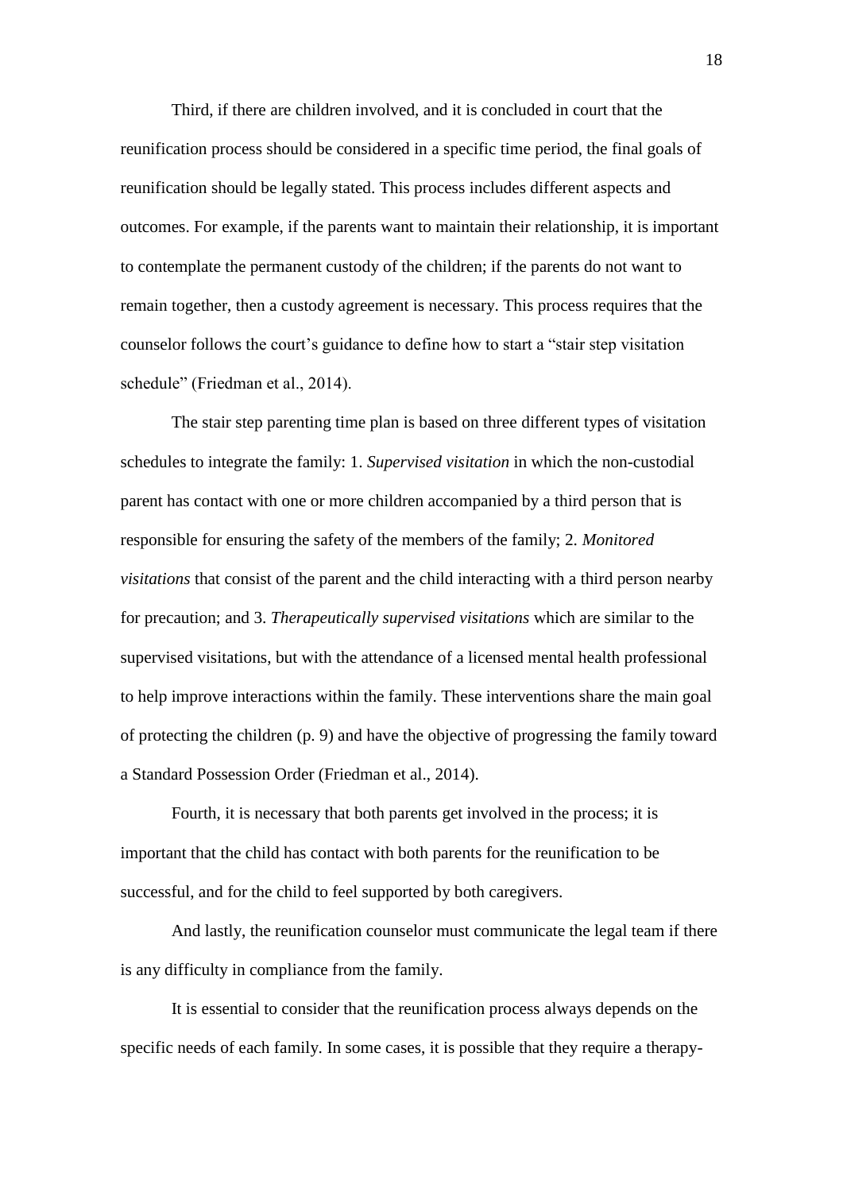Third, if there are children involved, and it is concluded in court that the reunification process should be considered in a specific time period, the final goals of reunification should be legally stated. This process includes different aspects and outcomes. For example, if the parents want to maintain their relationship, it is important to contemplate the permanent custody of the children; if the parents do not want to remain together, then a custody agreement is necessary. This process requires that the counselor follows the court's guidance to define how to start a "stair step visitation schedule" (Friedman et al., 2014).

The stair step parenting time plan is based on three different types of visitation schedules to integrate the family: 1. *Supervised visitation* in which the non-custodial parent has contact with one or more children accompanied by a third person that is responsible for ensuring the safety of the members of the family; 2. *Monitored visitations* that consist of the parent and the child interacting with a third person nearby for precaution; and 3. *Therapeutically supervised visitations* which are similar to the supervised visitations, but with the attendance of a licensed mental health professional to help improve interactions within the family. These interventions share the main goal of protecting the children (p. 9) and have the objective of progressing the family toward a Standard Possession Order (Friedman et al., 2014).

Fourth, it is necessary that both parents get involved in the process; it is important that the child has contact with both parents for the reunification to be successful, and for the child to feel supported by both caregivers.

And lastly, the reunification counselor must communicate the legal team if there is any difficulty in compliance from the family.

It is essential to consider that the reunification process always depends on the specific needs of each family. In some cases, it is possible that they require a therapy-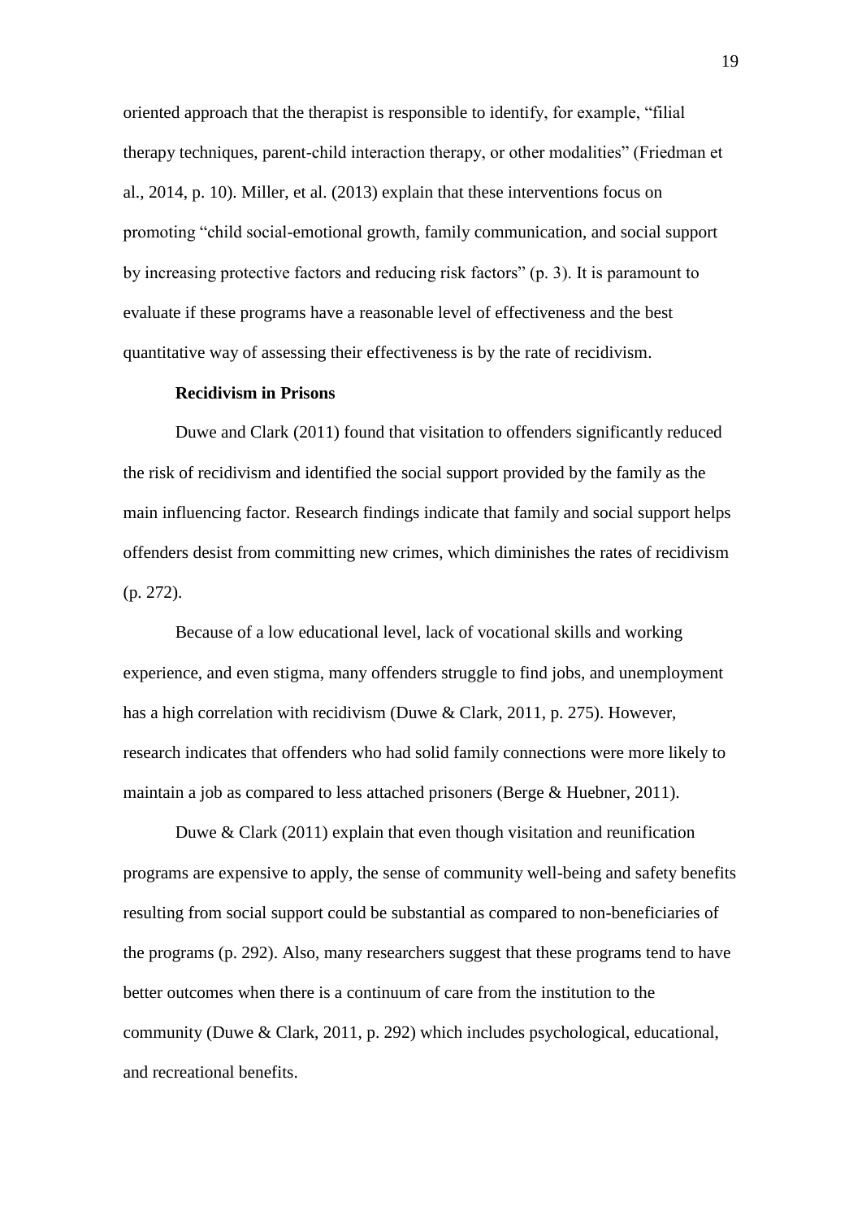oriented approach that the therapist is responsible to identify, for example, "filial therapy techniques, parent-child interaction therapy, or other modalities" (Friedman et al., 2014, p. 10). Miller, et al. (2013) explain that these interventions focus on promoting "child social-emotional growth, family communication, and social support by increasing protective factors and reducing risk factors" (p. 3). It is paramount to evaluate if these programs have a reasonable level of effectiveness and the best quantitative way of assessing their effectiveness is by the rate of recidivism.

### Recidivism in Prisons

Duwe and Clark (2011) found that visitation to offenders significantly reduced the risk of recidivism and identified the social support provided by the family as the main influencing factor. Research findings indicate that family and social support helps offenders desist from committing new crimes, which diminishes the rates of recidivism (p. 272).

Because of a low educational level, lack of vocational skills and working experience, and even stigma, many offenders struggle to find jobs, and unemployment has a high correlation with recidivism (Duwe & Clark, 2011, p. 275). However, research indicates that offenders who had solid family connections were more likely to maintain a job as compared to less attached prisoners (Berge & Huebner, 2011).

Duwe & Clark (2011) explain that even though visitation and reunification programs are expensive to apply, the sense of community well-being and safety benefits resulting from social support could be substantial as compared to non-beneficiaries of the programs (p. 292). Also, many researchers suggest that these programs tend to have better outcomes when there is a continuum of care from the institution to the community (Duwe & Clark, 2011, p. 292) which includes psychological, educational, and recreational benefits.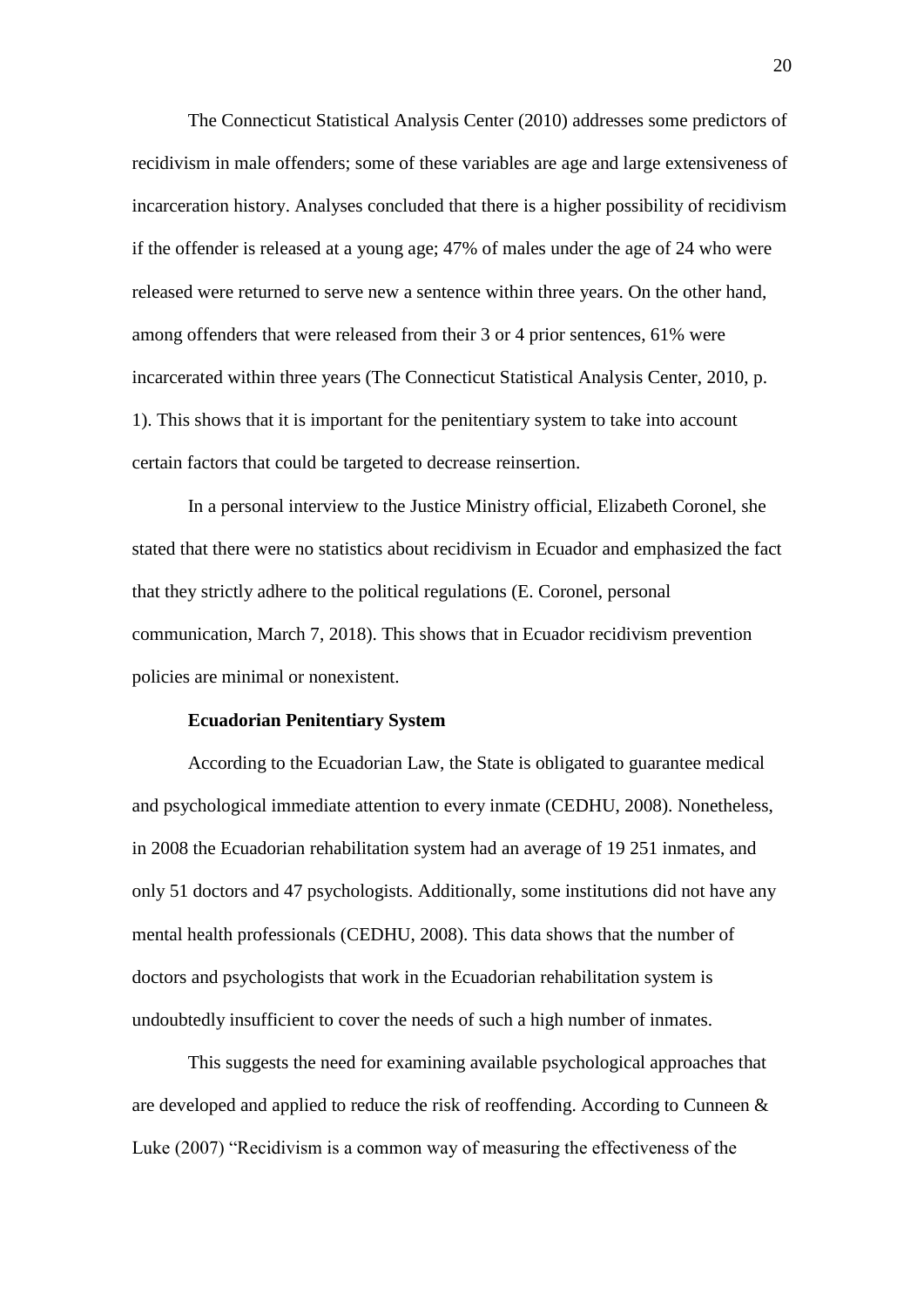The Connecticut Statistical Analysis Center (2010) addresses some predictors of recidivism in male offenders; some of these variables are age and large extensiveness of incarceration history. Analyses concluded that there is a higher possibility of recidivism if the offender is released at a young age; 47% of males under the age of 24 who were released were returned to serve new a sentence within three years. On the other hand, among offenders that were released from their 3 or 4 prior sentences, 61% were incarcerated within three years (The Connecticut Statistical Analysis Center, 2010, p. 1). This shows that it is important for the penitentiary system to take into account certain factors that could be targeted to decrease reinsertion.

In a personal interview to the Justice Ministry official, Elizabeth Coronel, she stated that there were no statistics about recidivism in Ecuador and emphasized the fact that they strictly adhere to the political regulations (E. Coronel, personal communication, March 7, 2018). This shows that in Ecuador recidivism prevention policies are minimal or nonexistent.

### Ecuadorian Penitentiary System

According to the Ecuadorian Law, the State is obligated to guarantee medical and psychological immediate attention to every inmate (CEDHU, 2008). Nonetheless, in 2008 the Ecuadorian rehabilitation system had an average of 19 251 inmates, and only 51 doctors and 47 psychologists. Additionally, some institutions did not have any mental health professionals (CEDHU, 2008). This data shows that the number of doctors and psychologists that work in the Ecuadorian rehabilitation system is undoubtedly insufficient to cover the needs of such a high number of inmates.

This suggests the need for examining available psychological approaches that are developed and applied to reduce the risk of reoffending. According to Cunneen & Luke (2007) "Recidivism is a common way of measuring the effectiveness of the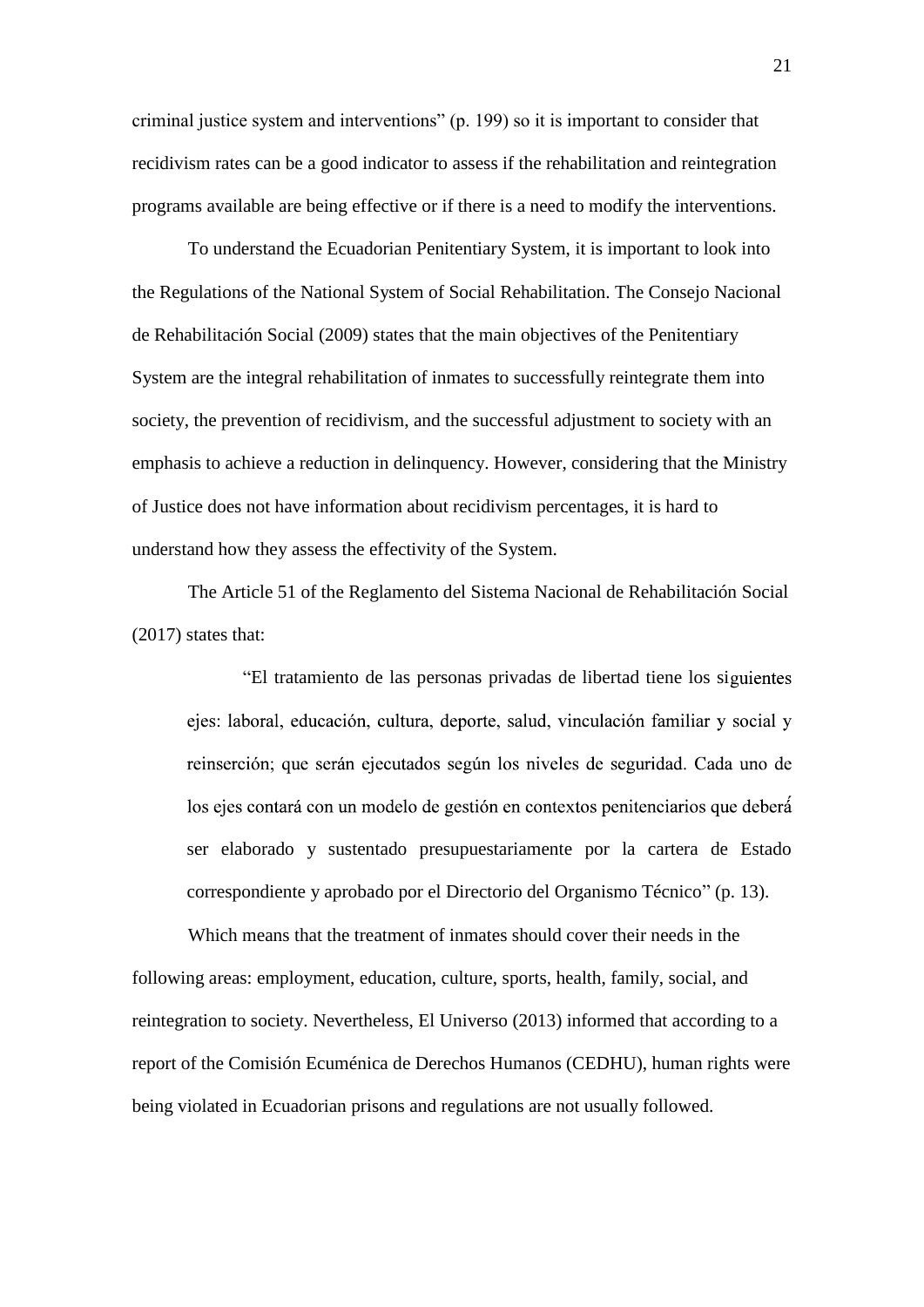criminal justice system and interventions" (p. 199) so it is important to consider that recidivism rates can be a good indicator to assess if the rehabilitation and reintegration programs available are being effective or if there is a need to modify the interventions.

To understand the Ecuadorian Penitentiary System, it is important to look into the Regulations of the National System of Social Rehabilitation. The Consejo Nacional de Rehabilitación Social (2009) states that the main objectives of the Penitentiary System are the integral rehabilitation of inmates to successfully reintegrate them into society, the prevention of recidivism, and the successful adjustment to society with an emphasis to achieve a reduction in delinquency. However, considering that the Ministry of Justice does not have information about recidivism percentages, it is hard to understand how they assess the effectivity of the System.

The Article 51 of the Reglamento del Sistema Nacional de Rehabilitación Social (2017) states that:

> "El tratamiento de las personas privadas de libertad tiene los siguientes ejes: laboral, educación, cultura, deporte, salud, vinculación familiar y social y reinserción; que serán ejecutados según los niveles de seguridad. Cada uno de los ejes contará con un modelo de gestión en contextos penitenciarios que deberá ser elaborado y sustentado presupuestariamente por la cartera de Estado correspondiente y aprobado por el Directorio del Organismo Técnico" (p. 13).

Which means that the treatment of inmates should cover their needs in the following areas: employment, education, culture, sports, health, family, social, and reintegration to society. Nevertheless, El Universo (2013) informed that according to a report of the Comisión Ecuménica de Derechos Humanos (CEDHU), human rights were being violated in Ecuadorian prisons and regulations are not usually followed.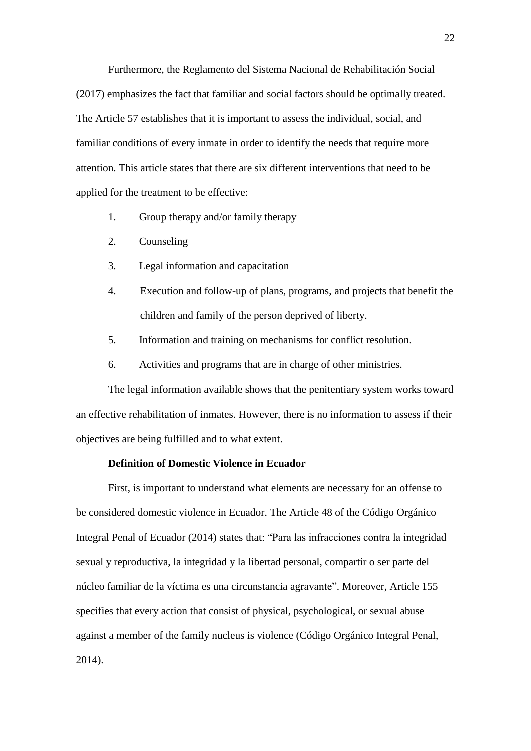Furthermore, the Reglamento del Sistema Nacional de Rehabilitación Social (2017) emphasizes the fact that familiar and social factors should be optimally treated. The Article 57 establishes that it is important to assess the individual, social, and familiar conditions of every inmate in order to identify the needs that require more attention. This article states that there are six different interventions that need to be applied for the treatment to be effective:

1. Group therapy and/or family therapy
2. Counseling
3. Legal information and capacitation
4. Execution and follow-up of plans, programs, and projects that benefit the children and family of the person deprived of liberty.
5. Information and training on mechanisms for conflict resolution.
6. Activities and programs that are in charge of other ministries.

The legal information available shows that the penitentiary system works toward an effective rehabilitation of inmates. However, there is no information to assess if their objectives are being fulfilled and to what extent.

### Definition of Domestic Violence in Ecuador

First, is important to understand what elements are necessary for an offense to be considered domestic violence in Ecuador. The Article 48 of the Código Orgánico Integral Penal of Ecuador (2014) states that: "Para las infracciones contra la integridad sexual y reproductiva, la integridad y la libertad personal, compartir o ser parte del núcleo familiar de la víctima es una circunstancia agravante". Moreover, Article 155 specifies that every action that consist of physical, psychological, or sexual abuse against a member of the family nucleus is violence (Código Orgánico Integral Penal, 2014).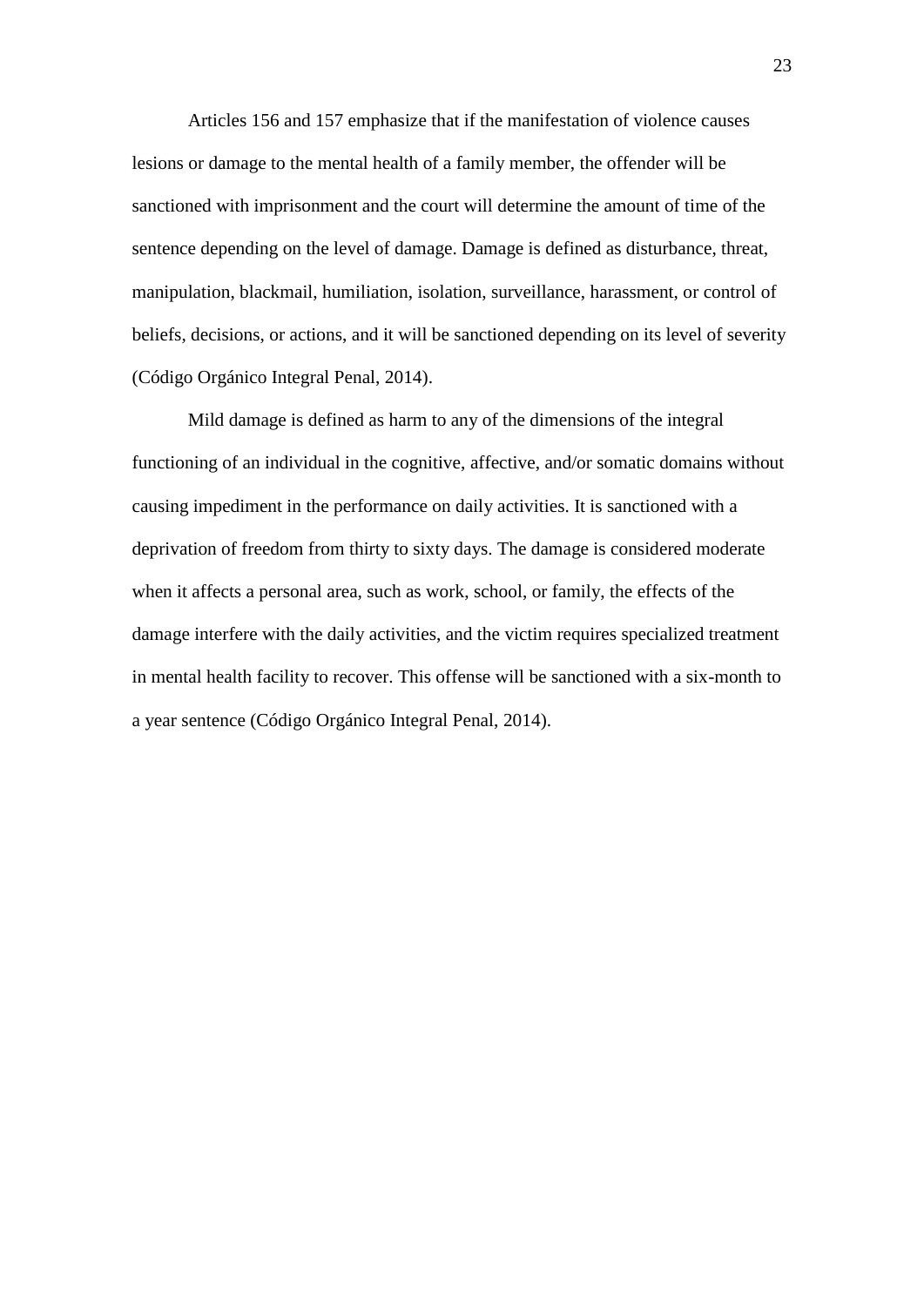Articles 156 and 157 emphasize that if the manifestation of violence causes lesions or damage to the mental health of a family member, the offender will be sanctioned with imprisonment and the court will determine the amount of time of the sentence depending on the level of damage. Damage is defined as disturbance, threat, manipulation, blackmail, humiliation, isolation, surveillance, harassment, or control of beliefs, decisions, or actions, and it will be sanctioned depending on its level of severity (Código Orgánico Integral Penal, 2014).

Mild damage is defined as harm to any of the dimensions of the integral functioning of an individual in the cognitive, affective, and/or somatic domains without causing impediment in the performance on daily activities. It is sanctioned with a deprivation of freedom from thirty to sixty days. The damage is considered moderate when it affects a personal area, such as work, school, or family, the effects of the damage interfere with the daily activities, and the victim requires specialized treatment in mental health facility to recover. This offense will be sanctioned with a six-month to a year sentence (Código Orgánico Integral Penal, 2014).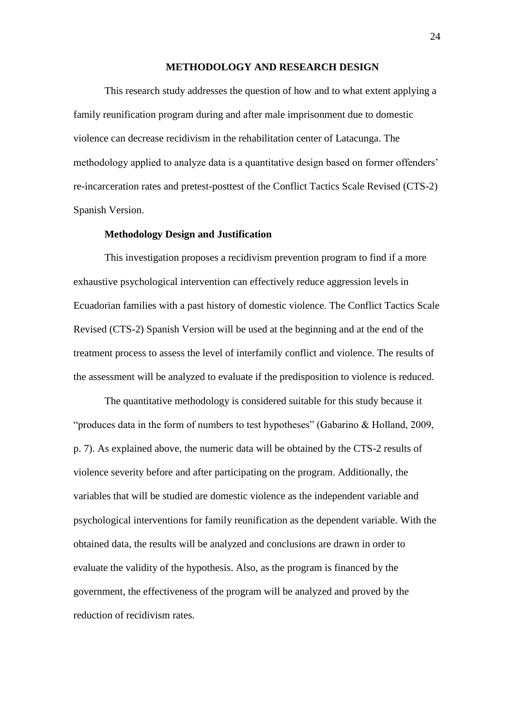# METHODOLOGY AND RESEARCH DESIGN

This research study addresses the question of how and to what extent applying a family reunification program during and after male imprisonment due to domestic violence can decrease recidivism in the rehabilitation center of Latacunga. The methodology applied to analyze data is a quantitative design based on former offenders' re-incarceration rates and pretest-posttest of the Conflict Tactics Scale Revised (CTS-2) Spanish Version.

## Methodology Design and Justification

This investigation proposes a recidivism prevention program to find if a more exhaustive psychological intervention can effectively reduce aggression levels in Ecuadorian families with a past history of domestic violence. The Conflict Tactics Scale Revised (CTS-2) Spanish Version will be used at the beginning and at the end of the treatment process to assess the level of interfamily conflict and violence. The results of the assessment will be analyzed to evaluate if the predisposition to violence is reduced.

The quantitative methodology is considered suitable for this study because it "produces data in the form of numbers to test hypotheses" (Gabarino & Holland, 2009, p. 7). As explained above, the numeric data will be obtained by the CTS-2 results of violence severity before and after participating on the program. Additionally, the variables that will be studied are domestic violence as the independent variable and psychological interventions for family reunification as the dependent variable. With the obtained data, the results will be analyzed and conclusions are drawn in order to evaluate the validity of the hypothesis. Also, as the program is financed by the government, the effectiveness of the program will be analyzed and proved by the reduction of recidivism rates.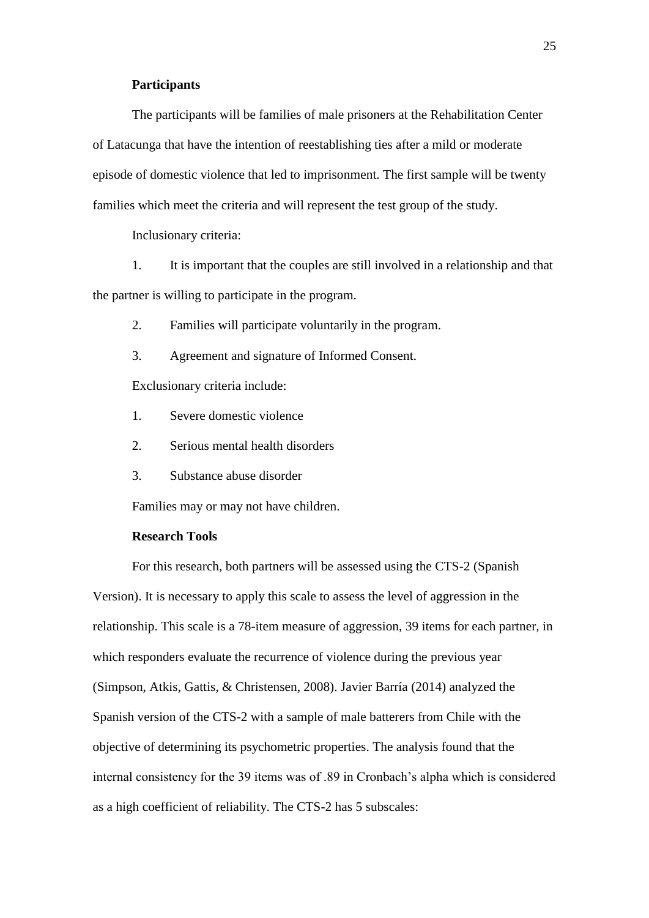**Participants**

The participants will be families of male prisoners at the Rehabilitation Center of Latacunga that have the intention of reestablishing ties after a mild or moderate episode of domestic violence that led to imprisonment. The first sample will be twenty families which meet the criteria and will represent the test group of the study.

Inclusionary criteria:

1. It is important that the couples are still involved in a relationship and that the partner is willing to participate in the program.
2. Families will participate voluntarily in the program.
3. Agreement and signature of Informed Consent.

Exclusionary criteria include:

1. Severe domestic violence
2. Serious mental health disorders
3. Substance abuse disorder

Families may or may not have children.

**Research Tools**

For this research, both partners will be assessed using the CTS-2 (Spanish Version). It is necessary to apply this scale to assess the level of aggression in the relationship. This scale is a 78-item measure of aggression, 39 items for each partner, in which responders evaluate the recurrence of violence during the previous year (Simpson, Atkis, Gattis, & Christensen, 2008). Javier Barría (2014) analyzed the Spanish version of the CTS-2 with a sample of male batterers from Chile with the objective of determining its psychometric properties. The analysis found that the internal consistency for the 39 items was of .89 in Cronbach's alpha which is considered as a high coefficient of reliability. The CTS-2 has 5 subscales: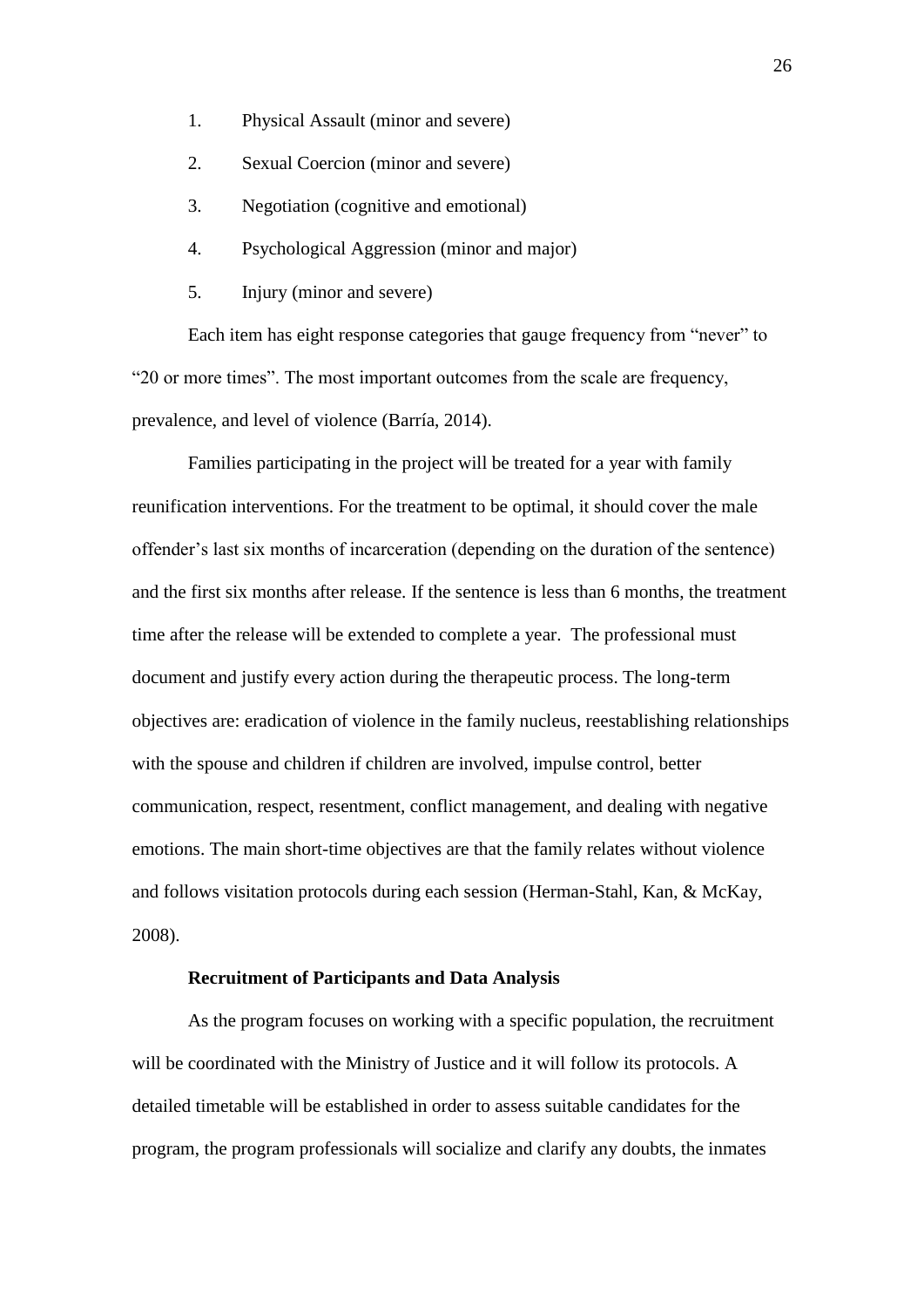1. Physical Assault (minor and severe)
2. Sexual Coercion (minor and severe)
3. Negotiation (cognitive and emotional)
4. Psychological Aggression (minor and major)
5. Injury (minor and severe)

Each item has eight response categories that gauge frequency from "never" to "20 or more times". The most important outcomes from the scale are frequency, prevalence, and level of violence (Barría, 2014).

Families participating in the project will be treated for a year with family reunification interventions. For the treatment to be optimal, it should cover the male offender's last six months of incarceration (depending on the duration of the sentence) and the first six months after release. If the sentence is less than 6 months, the treatment time after the release will be extended to complete a year. The professional must document and justify every action during the therapeutic process. The long-term objectives are: eradication of violence in the family nucleus, reestablishing relationships with the spouse and children if children are involved, impulse control, better communication, respect, resentment, conflict management, and dealing with negative emotions. The main short-time objectives are that the family relates without violence and follows visitation protocols during each session (Herman-Stahl, Kan, & McKay, 2008).

**Recruitment of Participants and Data Analysis**

As the program focuses on working with a specific population, the recruitment will be coordinated with the Ministry of Justice and it will follow its protocols. A detailed timetable will be established in order to assess suitable candidates for the program, the program professionals will socialize and clarify any doubts, the inmates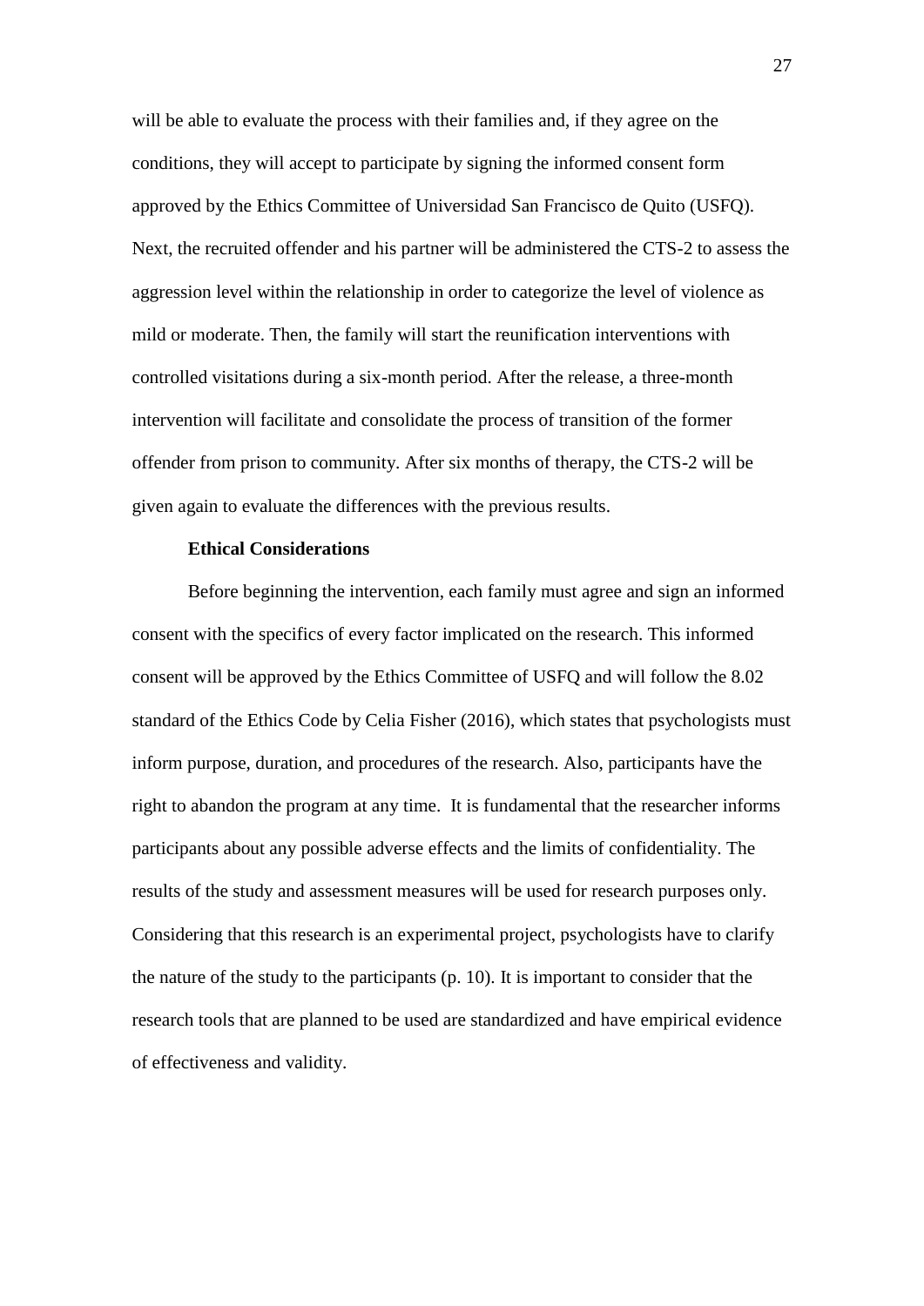will be able to evaluate the process with their families and, if they agree on the conditions, they will accept to participate by signing the informed consent form approved by the Ethics Committee of Universidad San Francisco de Quito (USFQ). Next, the recruited offender and his partner will be administered the CTS-2 to assess the aggression level within the relationship in order to categorize the level of violence as mild or moderate. Then, the family will start the reunification interventions with controlled visitations during a six-month period. After the release, a three-month intervention will facilitate and consolidate the process of transition of the former offender from prison to community. After six months of therapy, the CTS-2 will be given again to evaluate the differences with the previous results.

**Ethical Considerations**

Before beginning the intervention, each family must agree and sign an informed consent with the specifics of every factor implicated on the research. This informed consent will be approved by the Ethics Committee of USFQ and will follow the 8.02 standard of the Ethics Code by Celia Fisher (2016), which states that psychologists must inform purpose, duration, and procedures of the research. Also, participants have the right to abandon the program at any time. It is fundamental that the researcher informs participants about any possible adverse effects and the limits of confidentiality. The results of the study and assessment measures will be used for research purposes only. Considering that this research is an experimental project, psychologists have to clarify the nature of the study to the participants (p. 10). It is important to consider that the research tools that are planned to be used are standardized and have empirical evidence of effectiveness and validity.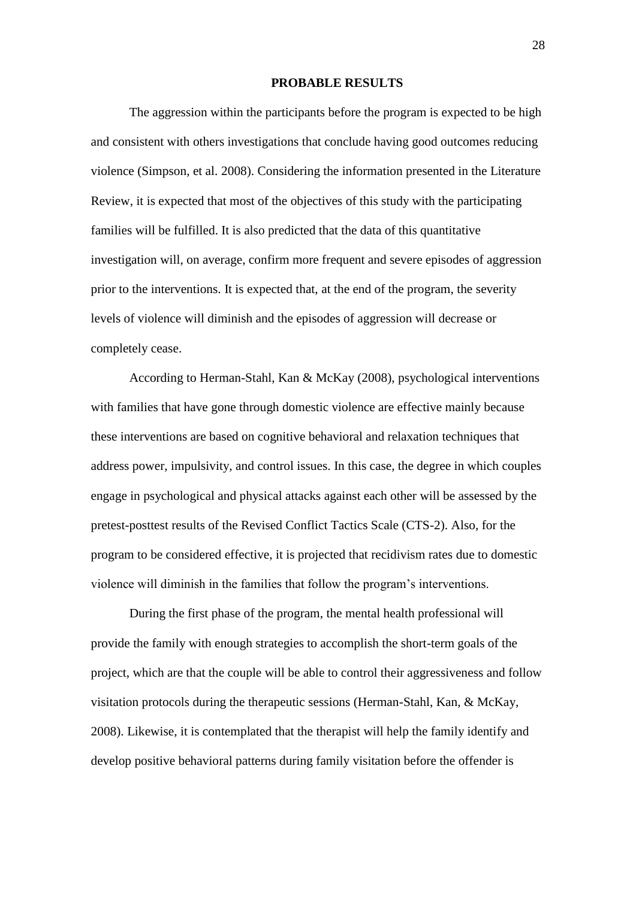## PROBABLE RESULTS

The aggression within the participants before the program is expected to be high and consistent with others investigations that conclude having good outcomes reducing violence (Simpson, et al. 2008). Considering the information presented in the Literature Review, it is expected that most of the objectives of this study with the participating families will be fulfilled. It is also predicted that the data of this quantitative investigation will, on average, confirm more frequent and severe episodes of aggression prior to the interventions. It is expected that, at the end of the program, the severity levels of violence will diminish and the episodes of aggression will decrease or completely cease.

According to Herman-Stahl, Kan & McKay (2008), psychological interventions with families that have gone through domestic violence are effective mainly because these interventions are based on cognitive behavioral and relaxation techniques that address power, impulsivity, and control issues. In this case, the degree in which couples engage in psychological and physical attacks against each other will be assessed by the pretest-posttest results of the Revised Conflict Tactics Scale (CTS-2). Also, for the program to be considered effective, it is projected that recidivism rates due to domestic violence will diminish in the families that follow the program's interventions.

During the first phase of the program, the mental health professional will provide the family with enough strategies to accomplish the short-term goals of the project, which are that the couple will be able to control their aggressiveness and follow visitation protocols during the therapeutic sessions (Herman-Stahl, Kan, & McKay, 2008). Likewise, it is contemplated that the therapist will help the family identify and develop positive behavioral patterns during family visitation before the offender is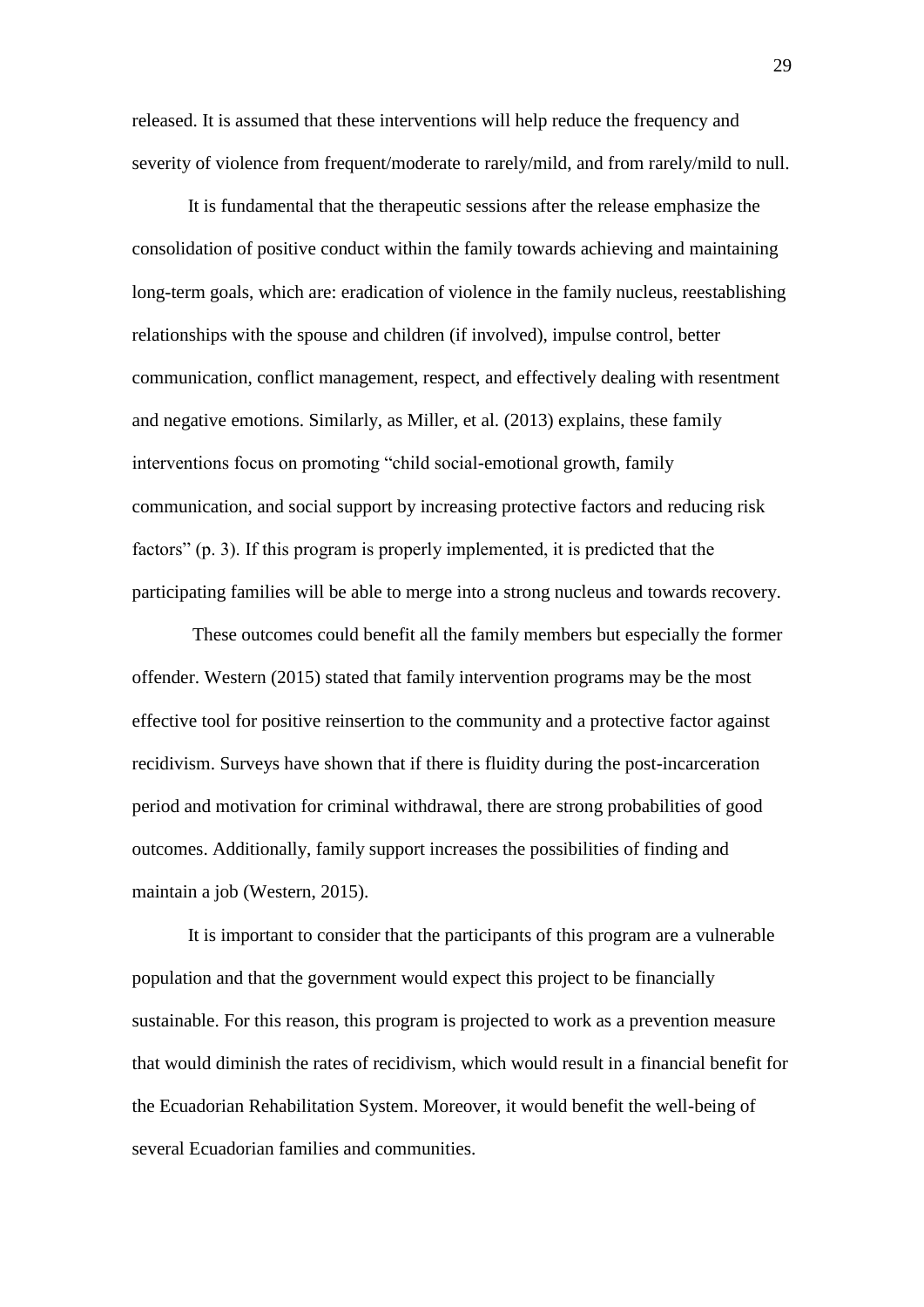released. It is assumed that these interventions will help reduce the frequency and severity of violence from frequent/moderate to rarely/mild, and from rarely/mild to null.

It is fundamental that the therapeutic sessions after the release emphasize the consolidation of positive conduct within the family towards achieving and maintaining long-term goals, which are: eradication of violence in the family nucleus, reestablishing relationships with the spouse and children (if involved), impulse control, better communication, conflict management, respect, and effectively dealing with resentment and negative emotions. Similarly, as Miller, et al. (2013) explains, these family interventions focus on promoting "child social-emotional growth, family communication, and social support by increasing protective factors and reducing risk factors" (p. 3). If this program is properly implemented, it is predicted that the participating families will be able to merge into a strong nucleus and towards recovery.

These outcomes could benefit all the family members but especially the former offender. Western (2015) stated that family intervention programs may be the most effective tool for positive reinsertion to the community and a protective factor against recidivism. Surveys have shown that if there is fluidity during the post-incarceration period and motivation for criminal withdrawal, there are strong probabilities of good outcomes. Additionally, family support increases the possibilities of finding and maintain a job (Western, 2015).

It is important to consider that the participants of this program are a vulnerable population and that the government would expect this project to be financially sustainable. For this reason, this program is projected to work as a prevention measure that would diminish the rates of recidivism, which would result in a financial benefit for the Ecuadorian Rehabilitation System. Moreover, it would benefit the well-being of several Ecuadorian families and communities.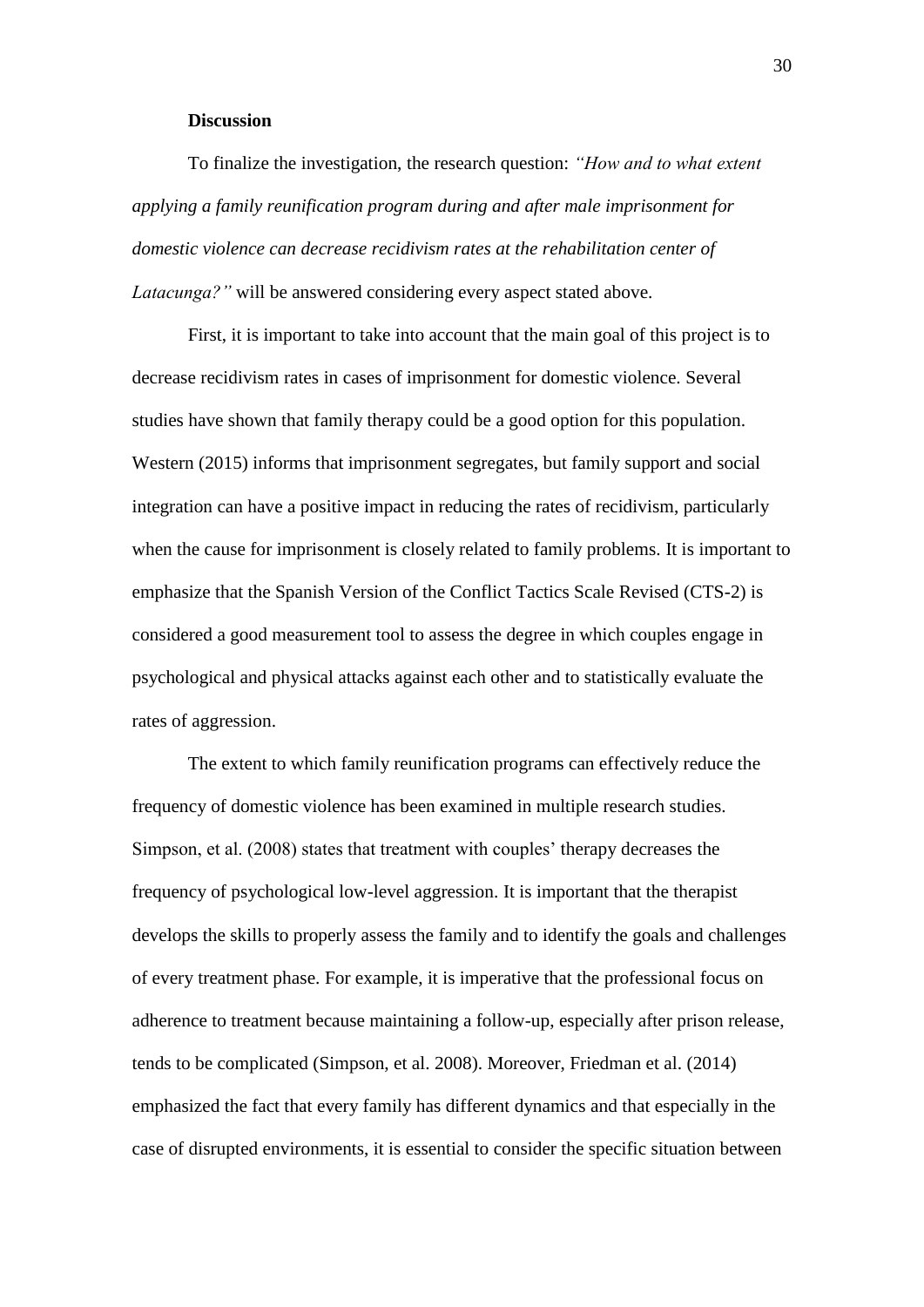## Discussion

To finalize the investigation, the research question: *"How and to what extent applying a family reunification program during and after male imprisonment for domestic violence can decrease recidivism rates at the rehabilitation center of Latacunga?"* will be answered considering every aspect stated above.

First, it is important to take into account that the main goal of this project is to decrease recidivism rates in cases of imprisonment for domestic violence. Several studies have shown that family therapy could be a good option for this population. Western (2015) informs that imprisonment segregates, but family support and social integration can have a positive impact in reducing the rates of recidivism, particularly when the cause for imprisonment is closely related to family problems. It is important to emphasize that the Spanish Version of the Conflict Tactics Scale Revised (CTS-2) is considered a good measurement tool to assess the degree in which couples engage in psychological and physical attacks against each other and to statistically evaluate the rates of aggression.

The extent to which family reunification programs can effectively reduce the frequency of domestic violence has been examined in multiple research studies. Simpson, et al. (2008) states that treatment with couples' therapy decreases the frequency of psychological low-level aggression. It is important that the therapist develops the skills to properly assess the family and to identify the goals and challenges of every treatment phase. For example, it is imperative that the professional focus on adherence to treatment because maintaining a follow-up, especially after prison release, tends to be complicated (Simpson, et al. 2008). Moreover, Friedman et al. (2014) emphasized the fact that every family has different dynamics and that especially in the case of disrupted environments, it is essential to consider the specific situation between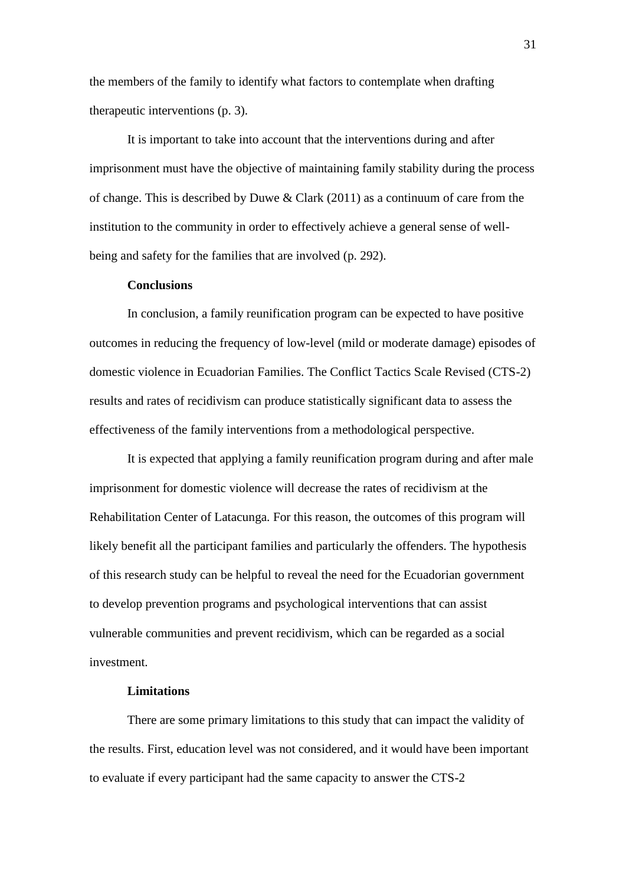the members of the family to identify what factors to contemplate when drafting therapeutic interventions (p. 3).

It is important to take into account that the interventions during and after imprisonment must have the objective of maintaining family stability during the process of change. This is described by Duwe & Clark (2011) as a continuum of care from the institution to the community in order to effectively achieve a general sense of well-being and safety for the families that are involved (p. 292).

**Conclusions**

In conclusion, a family reunification program can be expected to have positive outcomes in reducing the frequency of low-level (mild or moderate damage) episodes of domestic violence in Ecuadorian Families. The Conflict Tactics Scale Revised (CTS-2) results and rates of recidivism can produce statistically significant data to assess the effectiveness of the family interventions from a methodological perspective.

It is expected that applying a family reunification program during and after male imprisonment for domestic violence will decrease the rates of recidivism at the Rehabilitation Center of Latacunga. For this reason, the outcomes of this program will likely benefit all the participant families and particularly the offenders. The hypothesis of this research study can be helpful to reveal the need for the Ecuadorian government to develop prevention programs and psychological interventions that can assist vulnerable communities and prevent recidivism, which can be regarded as a social investment.

**Limitations**

There are some primary limitations to this study that can impact the validity of the results. First, education level was not considered, and it would have been important to evaluate if every participant had the same capacity to answer the CTS-2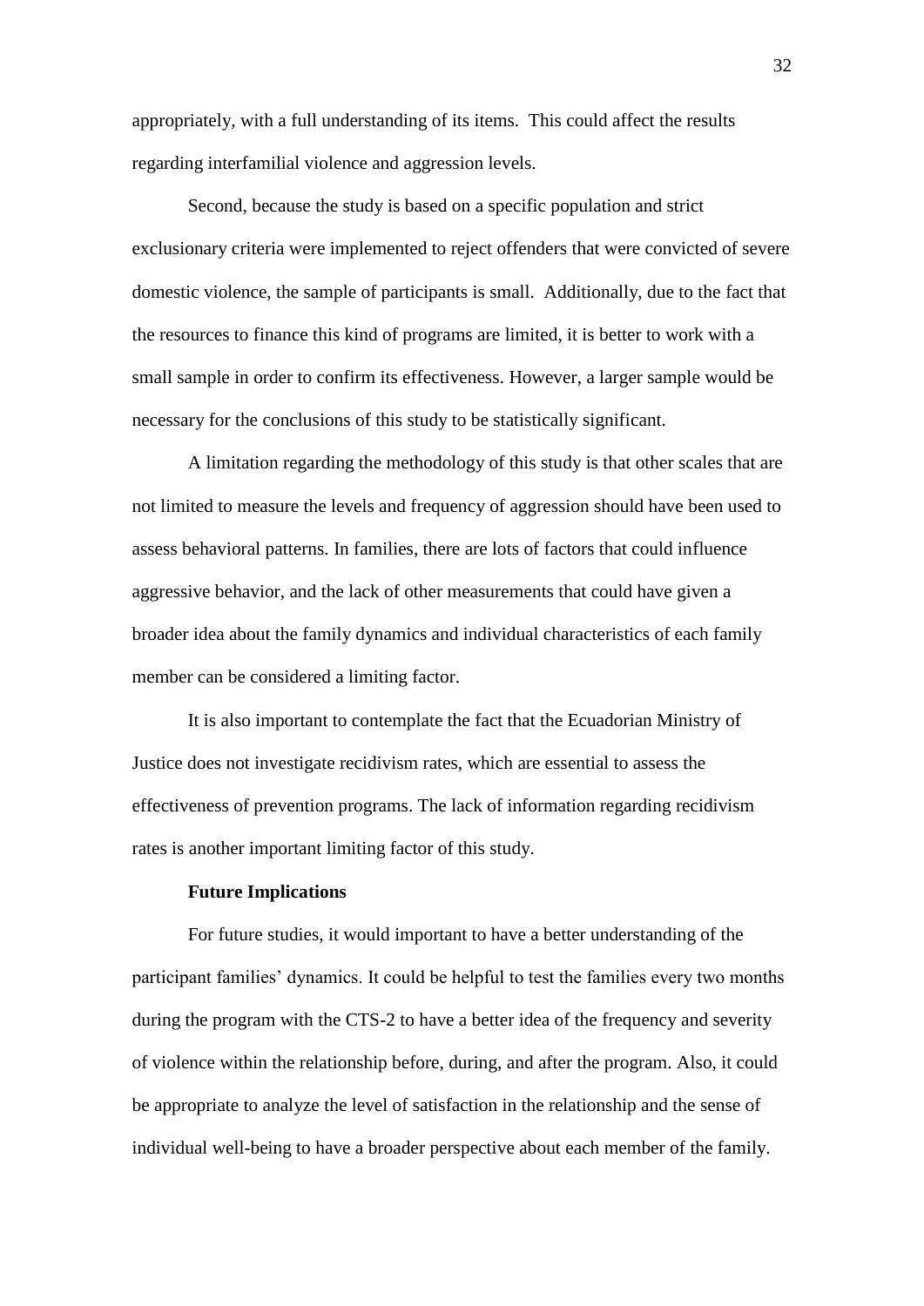appropriately, with a full understanding of its items. This could affect the results regarding interfamilial violence and aggression levels.

Second, because the study is based on a specific population and strict exclusionary criteria were implemented to reject offenders that were convicted of severe domestic violence, the sample of participants is small. Additionally, due to the fact that the resources to finance this kind of programs are limited, it is better to work with a small sample in order to confirm its effectiveness. However, a larger sample would be necessary for the conclusions of this study to be statistically significant.

A limitation regarding the methodology of this study is that other scales that are not limited to measure the levels and frequency of aggression should have been used to assess behavioral patterns. In families, there are lots of factors that could influence aggressive behavior, and the lack of other measurements that could have given a broader idea about the family dynamics and individual characteristics of each family member can be considered a limiting factor.

It is also important to contemplate the fact that the Ecuadorian Ministry of Justice does not investigate recidivism rates, which are essential to assess the effectiveness of prevention programs. The lack of information regarding recidivism rates is another important limiting factor of this study.

### Future Implications

For future studies, it would important to have a better understanding of the participant families' dynamics. It could be helpful to test the families every two months during the program with the CTS-2 to have a better idea of the frequency and severity of violence within the relationship before, during, and after the program. Also, it could be appropriate to analyze the level of satisfaction in the relationship and the sense of individual well-being to have a broader perspective about each member of the family.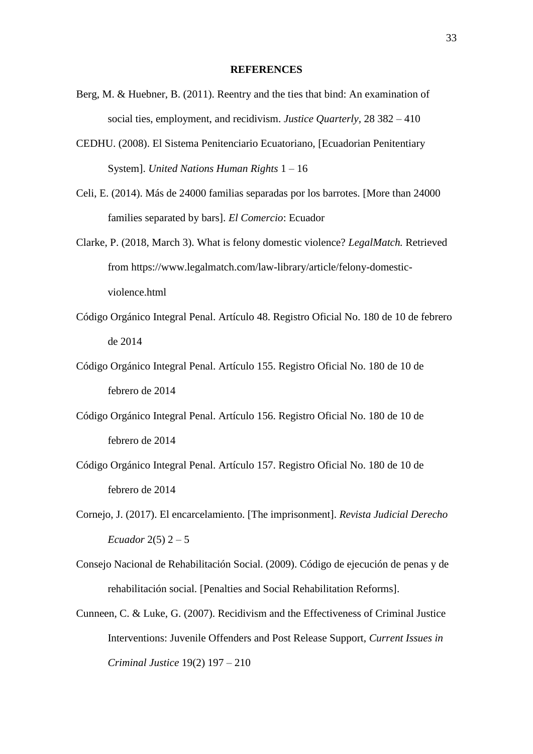## REFERENCES

Berg, M. & Huebner, B. (2011). Reentry and the ties that bind: An examination of social ties, employment, and recidivism. *Justice Quarterly*, 28 382 – 410

CEDHU. (2008). El Sistema Penitenciario Ecuatoriano, [Ecuadorian Penitentiary System]. *United Nations Human Rights* 1 – 16

Celi, E. (2014). Más de 24000 familias separadas por los barrotes. [More than 24000 families separated by bars]. *El Comercio*: Ecuador

Clarke, P. (2018, March 3). What is felony domestic violence? *LegalMatch.* Retrieved from https://www.legalmatch.com/law-library/article/felony-domestic-violence.html

Código Orgánico Integral Penal. Artículo 48. Registro Oficial No. 180 de 10 de febrero de 2014

Código Orgánico Integral Penal. Artículo 155. Registro Oficial No. 180 de 10 de febrero de 2014

Código Orgánico Integral Penal. Artículo 156. Registro Oficial No. 180 de 10 de febrero de 2014

Código Orgánico Integral Penal. Artículo 157. Registro Oficial No. 180 de 10 de febrero de 2014

Cornejo, J. (2017). El encarcelamiento. [The imprisonment]. *Revista Judicial Derecho Ecuador* 2(5) 2 – 5

Consejo Nacional de Rehabilitación Social. (2009). Código de ejecución de penas y de rehabilitación social. [Penalties and Social Rehabilitation Reforms].

Cunneen, C. & Luke, G. (2007). Recidivism and the Effectiveness of Criminal Justice Interventions: Juvenile Offenders and Post Release Support, *Current Issues in Criminal Justice* 19(2) 197 – 210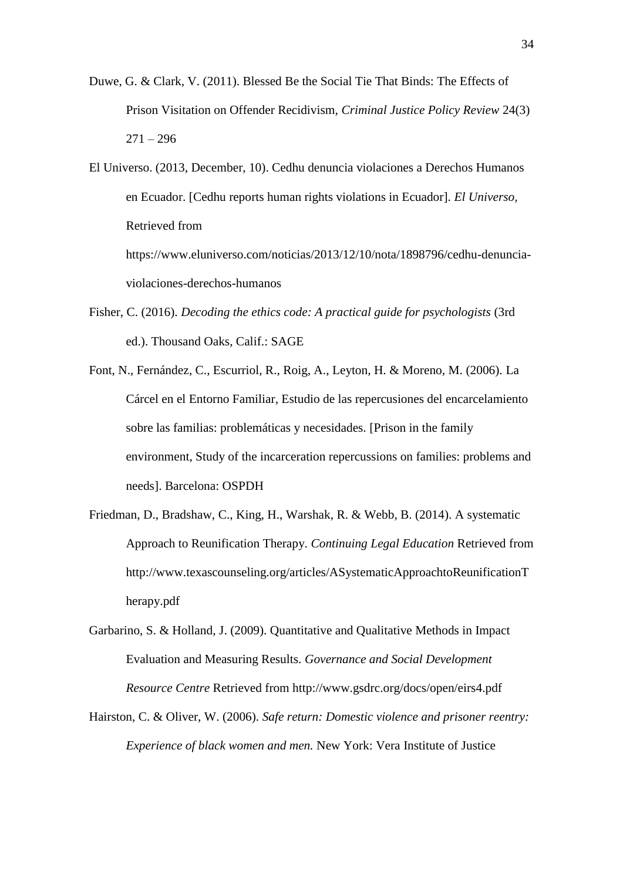Duwe, G. & Clark, V. (2011). Blessed Be the Social Tie That Binds: The Effects of Prison Visitation on Offender Recidivism, *Criminal Justice Policy Review* 24(3) 271 – 296

El Universo. (2013, December, 10). Cedhu denuncia violaciones a Derechos Humanos en Ecuador. [Cedhu reports human rights violations in Ecuador]. *El Universo,* Retrieved from https://www.eluniverso.com/noticias/2013/12/10/nota/1898796/cedhu-denuncia-violaciones-derechos-humanos

Fisher, C. (2016). *Decoding the ethics code: A practical guide for psychologists* (3rd ed.). Thousand Oaks, Calif.: SAGE

Font, N., Fernández, C., Escurriol, R., Roig, A., Leyton, H. & Moreno, M. (2006). La Cárcel en el Entorno Familiar, Estudio de las repercusiones del encarcelamiento sobre las familias: problemáticas y necesidades. [Prison in the family environment, Study of the incarceration repercussions on families: problems and needs]. Barcelona: OSPDH

Friedman, D., Bradshaw, C., King, H., Warshak, R. & Webb, B. (2014). A systematic Approach to Reunification Therapy. *Continuing Legal Education* Retrieved from http://www.texascounseling.org/articles/ASystematicApproachtoReunificationTherapy.pdf

Garbarino, S. & Holland, J. (2009). Quantitative and Qualitative Methods in Impact Evaluation and Measuring Results. *Governance and Social Development Resource Centre* Retrieved from http://www.gsdrc.org/docs/open/eirs4.pdf

Hairston, C. & Oliver, W. (2006). *Safe return: Domestic violence and prisoner reentry: Experience of black women and men.* New York: Vera Institute of Justice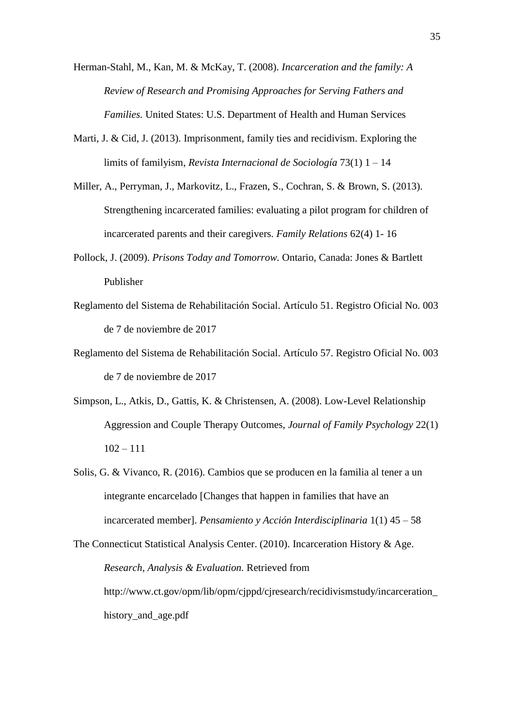Herman-Stahl, M., Kan, M. & McKay, T. (2008). *Incarceration and the family: A Review of Research and Promising Approaches for Serving Fathers and Families.* United States: U.S. Department of Health and Human Services

Marti, J. & Cid, J. (2013). Imprisonment, family ties and recidivism. Exploring the limits of familyism, *Revista Internacional de Sociología* 73(1) 1 – 14

Miller, A., Perryman, J., Markovitz, L., Frazen, S., Cochran, S. & Brown, S. (2013). Strengthening incarcerated families: evaluating a pilot program for children of incarcerated parents and their caregivers. *Family Relations* 62(4) 1- 16

Pollock, J. (2009). *Prisons Today and Tomorrow.* Ontario, Canada: Jones & Bartlett Publisher

Reglamento del Sistema de Rehabilitación Social. Artículo 51. Registro Oficial No. 003 de 7 de noviembre de 2017

Reglamento del Sistema de Rehabilitación Social. Artículo 57. Registro Oficial No. 003 de 7 de noviembre de 2017

Simpson, L., Atkis, D., Gattis, K. & Christensen, A. (2008). Low-Level Relationship Aggression and Couple Therapy Outcomes, *Journal of Family Psychology* 22(1) 102 – 111

Solis, G. & Vivanco, R. (2016). Cambios que se producen en la familia al tener a un integrante encarcelado [Changes that happen in families that have an incarcerated member]. *Pensamiento y Acción Interdisciplinaria* 1(1) 45 – 58

The Connecticut Statistical Analysis Center. (2010). Incarceration History & Age. *Research, Analysis & Evaluation.* Retrieved from http://www.ct.gov/opm/lib/opm/cjppd/cjresearch/recidivismstudy/incarceration_history_and_age.pdf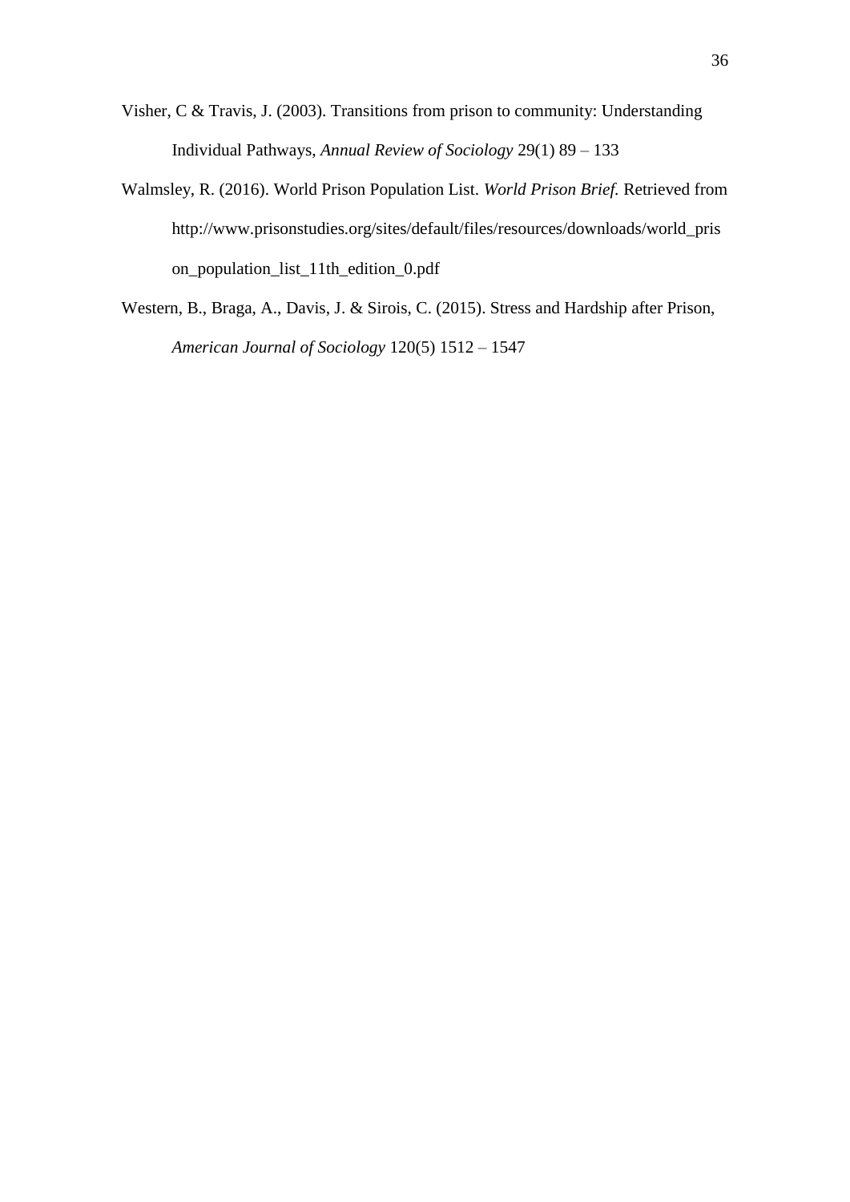Visher, C & Travis, J. (2003). Transitions from prison to community: Understanding Individual Pathways, *Annual Review of Sociology* 29(1) 89 – 133

Walmsley, R. (2016). World Prison Population List. *World Prison Brief.* Retrieved from http://www.prisonstudies.org/sites/default/files/resources/downloads/world_prison_population_list_11th_edition_0.pdf

Western, B., Braga, A., Davis, J. & Sirois, C. (2015). Stress and Hardship after Prison, *American Journal of Sociology* 120(5) 1512 – 1547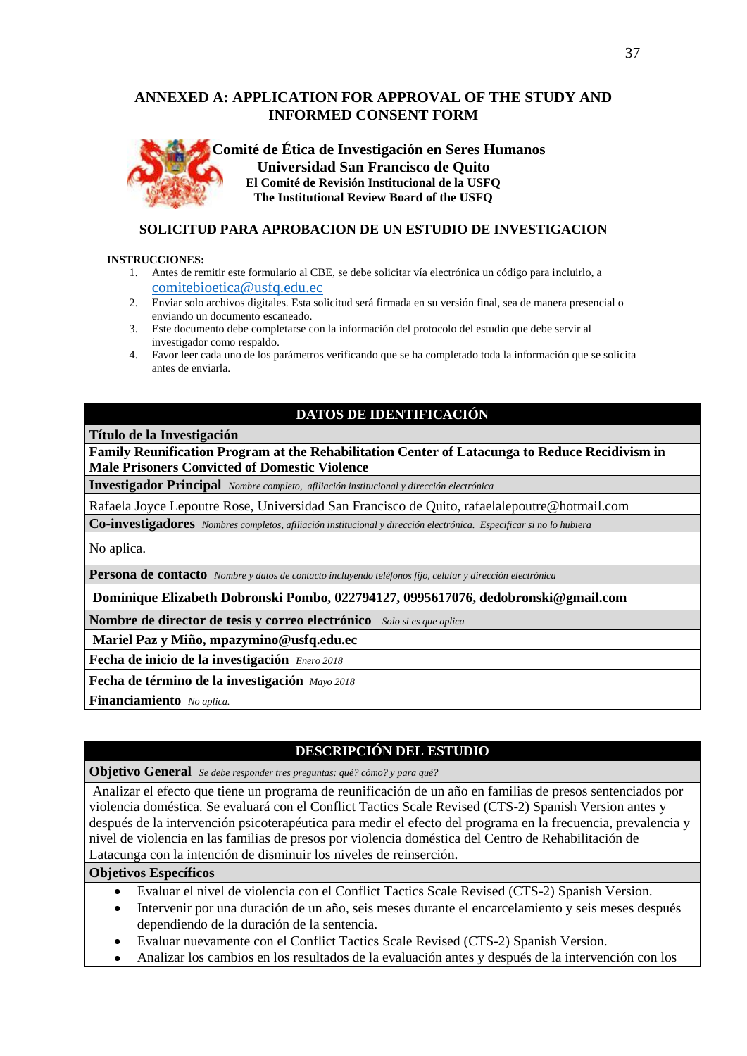## ANNEXED A: APPLICATION FOR APPROVAL OF THE STUDY AND INFORMED CONSENT FORM

**Comité de Ética de Investigación en Seres Humanos**
**Universidad San Francisco de Quito**
**El Comité de Revisión Institucional de la USFQ**
**The Institutional Review Board of the USFQ**

### SOLICITUD PARA APROBACION DE UN ESTUDIO DE INVESTIGACION

**INSTRUCCIONES:**

1. Antes de remitir este formulario al CBE, se debe solicitar vía electrónica un código para incluirlo, a comitebioetica@usfq.edu.ec
2. Enviar solo archivos digitales. Esta solicitud será firmada en su versión final, sea de manera presencial o enviando un documento escaneado.
3. Este documento debe completarse con la información del protocolo del estudio que debe servir al investigador como respaldo.
4. Favor leer cada uno de los parámetros verificando que se ha completado toda la información que se solicita antes de enviarla.

| DATOS DE IDENTIFICACIÓN |
|---|
| **Título de la Investigación** |
| **Family Reunification Program at the Rehabilitation Center of Latacunga to Reduce Recidivism in Male Prisoners Convicted of Domestic Violence** |
| **Investigador Principal** *Nombre completo, afiliación institucional y dirección electrónica* |
| Rafaela Joyce Lepoutre Rose, Universidad San Francisco de Quito, rafaelalepoutre@hotmail.com |
| **Co-investigadores** *Nombres completos, afiliación institucional y dirección electrónica. Especificar si no lo hubiera* |
| No aplica. |
| **Persona de contacto** *Nombre y datos de contacto incluyendo teléfonos fijo, celular y dirección electrónica* |
| **Dominique Elizabeth Dobronski Pombo, 022794127, 0995617076, dedobronski@gmail.com** |
| **Nombre de director de tesis y correo electrónico** *Solo si es que aplica* |
| **Mariel Paz y Miño, mpazymino@usfq.edu.ec** |
| **Fecha de inicio de la investigación** *Enero 2018* |
| **Fecha de término de la investigación** *Mayo 2018* |
| **Financiamiento** *No aplica.* |

| DESCRIPCIÓN DEL ESTUDIO |
|---|
| **Objetivo General** *Se debe responder tres preguntas: qué? cómo? y para qué?* |
| Analizar el efecto que tiene un programa de reunificación de un año en familias de presos sentenciados por violencia doméstica. Se evaluará con el Conflict Tactics Scale Revised (CTS-2) Spanish Version antes y después de la intervención psicoterapéutica para medir el efecto del programa en la frecuencia, prevalencia y nivel de violencia en las familias de presos por violencia doméstica del Centro de Rehabilitación de Latacunga con la intención de disminuir los niveles de reinserción. |
| **Objetivos Específicos** |
| • Evaluar el nivel de violencia con el Conflict Tactics Scale Revised (CTS-2) Spanish Version.<br>• Intervenir por una duración de un año, seis meses durante el encarcelamiento y seis meses después dependiendo de la duración de la sentencia.<br>• Evaluar nuevamente con el Conflict Tactics Scale Revised (CTS-2) Spanish Version.<br>• Analizar los cambios en los resultados de la evaluación antes y después de la intervención con los |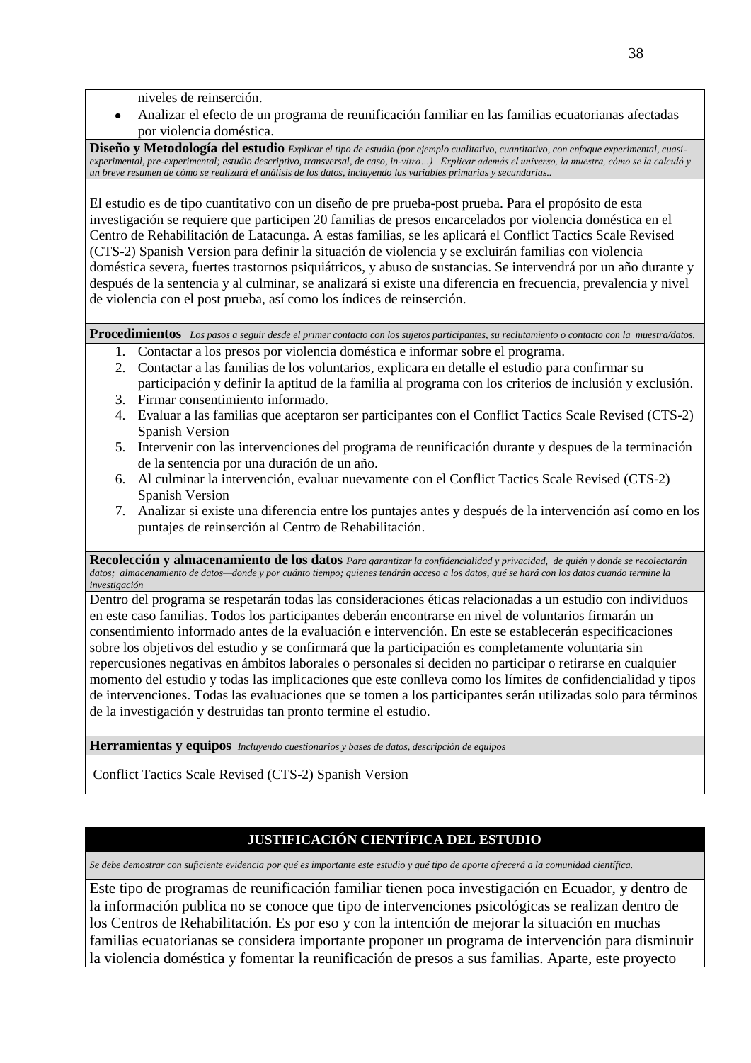niveles de reinserción.

- Analizar el efecto de un programa de reunificación familiar en las familias ecuatorianas afectadas por violencia doméstica.

**Diseño y Metodología del estudio** *Explicar el tipo de estudio (por ejemplo cualitativo, cuantitativo, con enfoque experimental, cuasi-experimental, pre-experimental; estudio descriptivo, transversal, de caso, in-vitro…) Explicar además el universo, la muestra, cómo se la calculó y un breve resumen de cómo se realizará el análisis de los datos, incluyendo las variables primarias y secundarias..*

El estudio es de tipo cuantitativo con un diseño de pre prueba-post prueba. Para el propósito de esta investigación se requiere que participen 20 familias de presos encarcelados por violencia doméstica en el Centro de Rehabilitación de Latacunga. A estas familias, se les aplicará el Conflict Tactics Scale Revised (CTS-2) Spanish Version para definir la situación de violencia y se excluirán familias con violencia doméstica severa, fuertes trastornos psiquiátricos, y abuso de sustancias. Se intervendrá por un año durante y después de la sentencia y al culminar, se analizará si existe una diferencia en frecuencia, prevalencia y nivel de violencia con el post prueba, así como los índices de reinserción.

**Procedimientos** *Los pasos a seguir desde el primer contacto con los sujetos participantes, su reclutamiento o contacto con la muestra/datos.*

1. Contactar a los presos por violencia doméstica e informar sobre el programa.
2. Contactar a las familias de los voluntarios, explicara en detalle el estudio para confirmar su participación y definir la aptitud de la familia al programa con los criterios de inclusión y exclusión.
3. Firmar consentimiento informado.
4. Evaluar a las familias que aceptaron ser participantes con el Conflict Tactics Scale Revised (CTS-2) Spanish Version
5. Intervenir con las intervenciones del programa de reunificación durante y despues de la terminación de la sentencia por una duración de un año.
6. Al culminar la intervención, evaluar nuevamente con el Conflict Tactics Scale Revised (CTS-2) Spanish Version
7. Analizar si existe una diferencia entre los puntajes antes y después de la intervención así como en los puntajes de reinserción al Centro de Rehabilitación.

**Recolección y almacenamiento de los datos** *Para garantizar la confidencialidad y privacidad, de quién y donde se recolectarán datos; almacenamiento de datos—donde y por cuánto tiempo; quienes tendrán acceso a los datos, qué se hará con los datos cuando termine la investigación*

Dentro del programa se respetarán todas las consideraciones éticas relacionadas a un estudio con individuos en este caso familias. Todos los participantes deberán encontrarse en nivel de voluntarios firmarán un consentimiento informado antes de la evaluación e intervención. En este se establecerán especificaciones sobre los objetivos del estudio y se confirmará que la participación es completamente voluntaria sin repercusiones negativas en ámbitos laborales o personales si deciden no participar o retirarse en cualquier momento del estudio y todas las implicaciones que este conlleva como los límites de confidencialidad y tipos de intervenciones. Todas las evaluaciones que se tomen a los participantes serán utilizadas solo para términos de la investigación y destruidas tan pronto termine el estudio.

**Herramientas y equipos** *Incluyendo cuestionarios y bases de datos, descripción de equipos*

Conflict Tactics Scale Revised (CTS-2) Spanish Version

## JUSTIFICACIÓN CIENTÍFICA DEL ESTUDIO

*Se debe demostrar con suficiente evidencia por qué es importante este estudio y qué tipo de aporte ofrecerá a la comunidad científica.*

Este tipo de programas de reunificación familiar tienen poca investigación en Ecuador, y dentro de la información publica no se conoce que tipo de intervenciones psicológicas se realizan dentro de los Centros de Rehabilitación. Es por eso y con la intención de mejorar la situación en muchas familias ecuatorianas se considera importante proponer un programa de intervención para disminuir la violencia doméstica y fomentar la reunificación de presos a sus familias. Aparte, este proyecto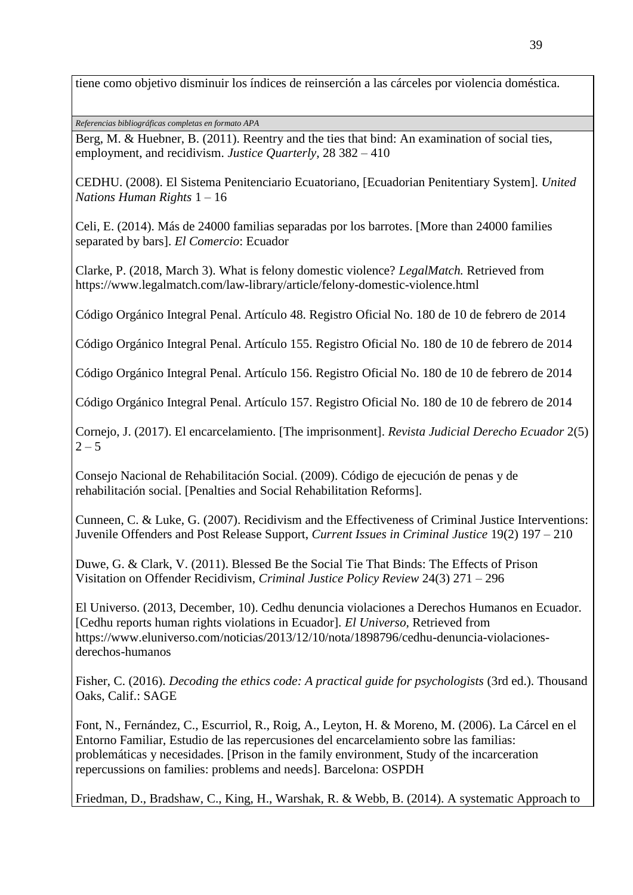tiene como objetivo disminuir los índices de reinserción a las cárceles por violencia doméstica.

*Referencias bibliográficas completas en formato APA*

Berg, M. & Huebner, B. (2011). Reentry and the ties that bind: An examination of social ties, employment, and recidivism. *Justice Quarterly,* 28 382 – 410

CEDHU. (2008). El Sistema Penitenciario Ecuatoriano, [Ecuadorian Penitentiary System]. *United Nations Human Rights* 1 – 16

Celi, E. (2014). Más de 24000 familias separadas por los barrotes. [More than 24000 families separated by bars]. *El Comercio*: Ecuador

Clarke, P. (2018, March 3). What is felony domestic violence? *LegalMatch.* Retrieved from https://www.legalmatch.com/law-library/article/felony-domestic-violence.html

Código Orgánico Integral Penal. Artículo 48. Registro Oficial No. 180 de 10 de febrero de 2014

Código Orgánico Integral Penal. Artículo 155. Registro Oficial No. 180 de 10 de febrero de 2014

Código Orgánico Integral Penal. Artículo 156. Registro Oficial No. 180 de 10 de febrero de 2014

Código Orgánico Integral Penal. Artículo 157. Registro Oficial No. 180 de 10 de febrero de 2014

Cornejo, J. (2017). El encarcelamiento. [The imprisonment]. *Revista Judicial Derecho Ecuador* 2(5) 2 – 5

Consejo Nacional de Rehabilitación Social. (2009). Código de ejecución de penas y de rehabilitación social. [Penalties and Social Rehabilitation Reforms].

Cunneen, C. & Luke, G. (2007). Recidivism and the Effectiveness of Criminal Justice Interventions: Juvenile Offenders and Post Release Support, *Current Issues in Criminal Justice* 19(2) 197 – 210

Duwe, G. & Clark, V. (2011). Blessed Be the Social Tie That Binds: The Effects of Prison Visitation on Offender Recidivism, *Criminal Justice Policy Review* 24(3) 271 – 296

El Universo. (2013, December, 10). Cedhu denuncia violaciones a Derechos Humanos en Ecuador. [Cedhu reports human rights violations in Ecuador]. *El Universo,* Retrieved from https://www.eluniverso.com/noticias/2013/12/10/nota/1898796/cedhu-denuncia-violaciones-derechos-humanos

Fisher, C. (2016). *Decoding the ethics code: A practical guide for psychologists* (3rd ed.). Thousand Oaks, Calif.: SAGE

Font, N., Fernández, C., Escurriol, R., Roig, A., Leyton, H. & Moreno, M. (2006). La Cárcel en el Entorno Familiar, Estudio de las repercusiones del encarcelamiento sobre las familias: problemáticas y necesidades. [Prison in the family environment, Study of the incarceration repercussions on families: problems and needs]. Barcelona: OSPDH

Friedman, D., Bradshaw, C., King, H., Warshak, R. & Webb, B. (2014). A systematic Approach to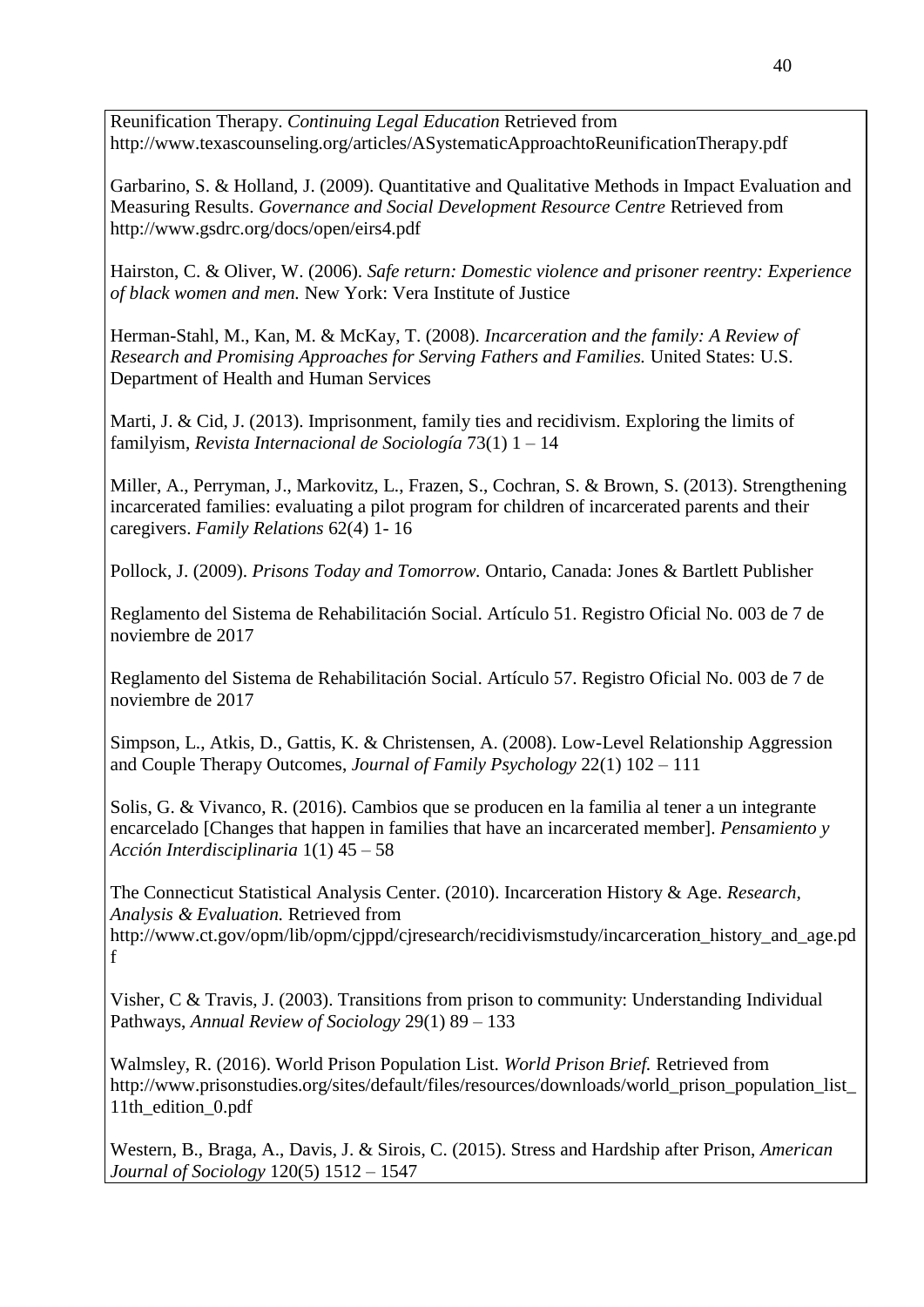Reunification Therapy. *Continuing Legal Education* Retrieved from http://www.texascounseling.org/articles/ASystematicApproachtoReunificationTherapy.pdf

Garbarino, S. & Holland, J. (2009). Quantitative and Qualitative Methods in Impact Evaluation and Measuring Results. *Governance and Social Development Resource Centre* Retrieved from http://www.gsdrc.org/docs/open/eirs4.pdf

Hairston, C. & Oliver, W. (2006). *Safe return: Domestic violence and prisoner reentry: Experience of black women and men.* New York: Vera Institute of Justice

Herman-Stahl, M., Kan, M. & McKay, T. (2008). *Incarceration and the family: A Review of Research and Promising Approaches for Serving Fathers and Families.* United States: U.S. Department of Health and Human Services

Marti, J. & Cid, J. (2013). Imprisonment, family ties and recidivism. Exploring the limits of familyism, *Revista Internacional de Sociología* 73(1) 1 – 14

Miller, A., Perryman, J., Markovitz, L., Frazen, S., Cochran, S. & Brown, S. (2013). Strengthening incarcerated families: evaluating a pilot program for children of incarcerated parents and their caregivers. *Family Relations* 62(4) 1- 16

Pollock, J. (2009). *Prisons Today and Tomorrow.* Ontario, Canada: Jones & Bartlett Publisher

Reglamento del Sistema de Rehabilitación Social. Artículo 51. Registro Oficial No. 003 de 7 de noviembre de 2017

Reglamento del Sistema de Rehabilitación Social. Artículo 57. Registro Oficial No. 003 de 7 de noviembre de 2017

Simpson, L., Atkis, D., Gattis, K. & Christensen, A. (2008). Low-Level Relationship Aggression and Couple Therapy Outcomes, *Journal of Family Psychology* 22(1) 102 – 111

Solis, G. & Vivanco, R. (2016). Cambios que se producen en la familia al tener a un integrante encarcelado [Changes that happen in families that have an incarcerated member]. *Pensamiento y Acción Interdisciplinaria* 1(1) 45 – 58

The Connecticut Statistical Analysis Center. (2010). Incarceration History & Age. *Research, Analysis & Evaluation.* Retrieved from http://www.ct.gov/opm/lib/opm/cjppd/cjresearch/recidivismstudy/incarceration_history_and_age.pdf

Visher, C & Travis, J. (2003). Transitions from prison to community: Understanding Individual Pathways, *Annual Review of Sociology* 29(1) 89 – 133

Walmsley, R. (2016). World Prison Population List. *World Prison Brief.* Retrieved from http://www.prisonstudies.org/sites/default/files/resources/downloads/world_prison_population_list_11th_edition_0.pdf

Western, B., Braga, A., Davis, J. & Sirois, C. (2015). Stress and Hardship after Prison, *American Journal of Sociology* 120(5) 1512 – 1547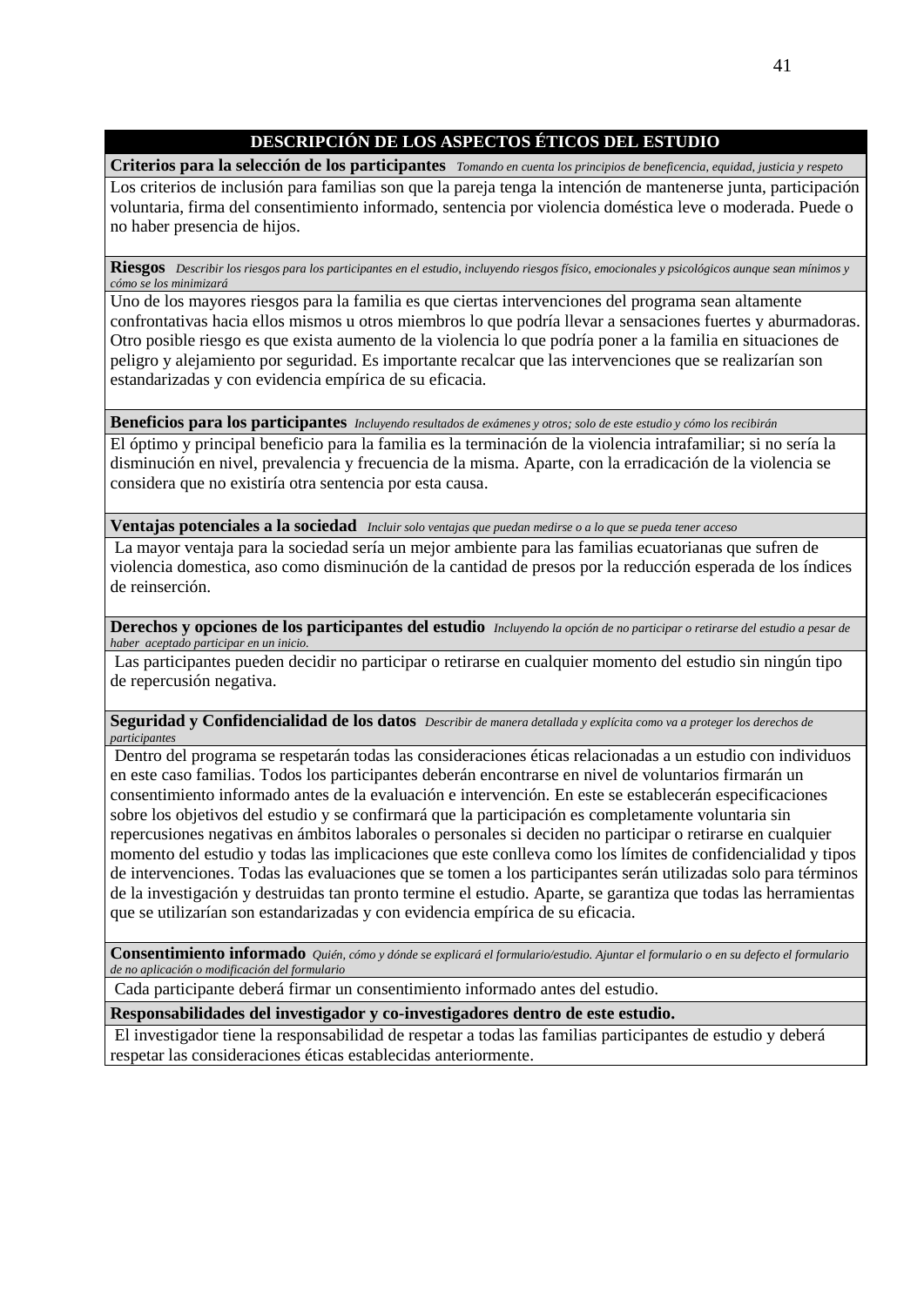| DESCRIPCIÓN DE LOS ASPECTOS ÉTICOS DEL ESTUDIO |
|---|
| **Criterios para la selección de los participantes** *Tomando en cuenta los principios de beneficencia, equidad, justicia y respeto* |
| Los criterios de inclusión para familias son que la pareja tenga la intención de mantenerse junta, participación voluntaria, firma del consentimiento informado, sentencia por violencia doméstica leve o moderada. Puede o no haber presencia de hijos. |
| **Riesgos** *Describir los riesgos para los participantes en el estudio, incluyendo riesgos físico, emocionales y psicológicos aunque sean mínimos y cómo se los minimizará* |
| Uno de los mayores riesgos para la familia es que ciertas intervenciones del programa sean altamente confrontativas hacia ellos mismos u otros miembros lo que podría llevar a sensaciones fuertes y aburmadoras. Otro posible riesgo es que exista aumento de la violencia lo que podría poner a la familia en situaciones de peligro y alejamiento por seguridad. Es importante recalcar que las intervenciones que se realizarían son estandarizadas y con evidencia empírica de su eficacia. |
| **Beneficios para los participantes** *Incluyendo resultados de exámenes y otros; solo de este estudio y cómo los recibirán* |
| El óptimo y principal beneficio para la familia es la terminación de la violencia intrafamiliar; si no sería la disminución en nivel, prevalencia y frecuencia de la misma. Aparte, con la erradicación de la violencia se considera que no existiría otra sentencia por esta causa. |
| **Ventajas potenciales a la sociedad** *Incluir solo ventajas que puedan medirse o a lo que se pueda tener acceso* |
| La mayor ventaja para la sociedad sería un mejor ambiente para las familias ecuatorianas que sufren de violencia domestica, aso como disminución de la cantidad de presos por la reducción esperada de los índices de reinserción. |
| **Derechos y opciones de los participantes del estudio** *Incluyendo la opción de no participar o retirarse del estudio a pesar de haber aceptado participar en un inicio.* |
| Las participantes pueden decidir no participar o retirarse en cualquier momento del estudio sin ningún tipo de repercusión negativa. |
| **Seguridad y Confidencialidad de los datos** *Describir de manera detallada y explícita como va a proteger los derechos de participantes* |
| Dentro del programa se respetarán todas las consideraciones éticas relacionadas a un estudio con individuos en este caso familias. Todos los participantes deberán encontrarse en nivel de voluntarios firmarán un consentimiento informado antes de la evaluación e intervención. En este se establecerán especificaciones sobre los objetivos del estudio y se confirmará que la participación es completamente voluntaria sin repercusiones negativas en ámbitos laborales o personales si deciden no participar o retirarse en cualquier momento del estudio y todas las implicaciones que este conlleva como los límites de confidencialidad y tipos de intervenciones. Todas las evaluaciones que se tomen a los participantes serán utilizadas solo para términos de la investigación y destruidas tan pronto termine el estudio. Aparte, se garantiza que todas las herramientas que se utilizarían son estandarizadas y con evidencia empírica de su eficacia. |
| **Consentimiento informado** *Quién, cómo y dónde se explicará el formulario/estudio. Ajuntar el formulario o en su defecto el formulario de no aplicación o modificación del formulario* |
| Cada participante deberá firmar un consentimiento informado antes del estudio. |
| **Responsabilidades del investigador y co-investigadores dentro de este estudio.** |
| El investigador tiene la responsabilidad de respetar a todas las familias participantes de estudio y deberá respetar las consideraciones éticas establecidas anteriormente. |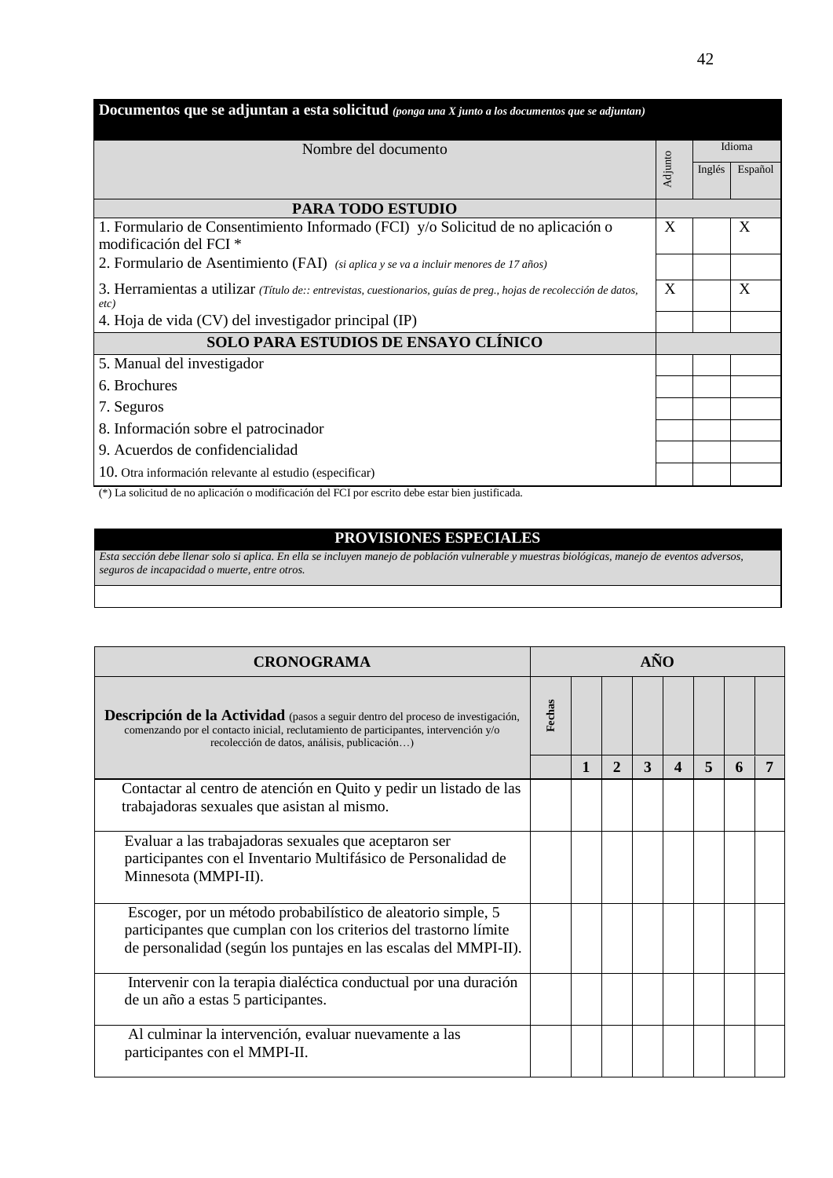| **Documentos que se adjuntan a esta solicitud** *(ponga una X junto a los documentos que se adjuntan)* | | | |
|---|---|---|---|
| Nombre del documento | Adjunto | Idioma | |
| | | Inglés | Español |
| **PARA TODO ESTUDIO** | | | |
| 1. Formulario de Consentimiento Informado (FCI) y/o Solicitud de no aplicación o modificación del FCI * | X | | X |
| 2. Formulario de Asentimiento (FAI) *(si aplica y se va a incluir menores de 17 años)* | | | |
| 3. Herramientas a utilizar *(Título de:: entrevistas, cuestionarios, guías de preg., hojas de recolección de datos, etc)* | X | | X |
| 4. Hoja de vida (CV) del investigador principal (IP) | | | |
| **SOLO PARA ESTUDIOS DE ENSAYO CLÍNICO** | | | |
| 5. Manual del investigador | | | |
| 6. Brochures | | | |
| 7. Seguros | | | |
| 8. Información sobre el patrocinador | | | |
| 9. Acuerdos de confidencialidad | | | |
| 10. Otra información relevante al estudio (especificar) | | | |

(*) La solicitud de no aplicación o modificación del FCI por escrito debe estar bien justificada.

| **PROVISIONES ESPECIALES** |
|---|
| *Esta sección debe llenar solo si aplica. En ella se incluyen manejo de población vulnerable y muestras biológicas, manejo de eventos adversos, seguros de incapacidad o muerte, entre otros.* |
| |

| **CRONOGRAMA** | **AÑO** | | | | | | | |
|---|---|---|---|---|---|---|---|---|
| **Descripción de la Actividad** (pasos a seguir dentro del proceso de investigación, comenzando por el contacto inicial, reclutamiento de participantes, intervención y/o recolección de datos, análisis, publicación…) | **Fechas** | | | | | | | |
| | | **1** | **2** | **3** | **4** | **5** | **6** | **7** |
| Contactar al centro de atención en Quito y pedir un listado de las trabajadoras sexuales que asistan al mismo. | | | | | | | | |
| Evaluar a las trabajadoras sexuales que aceptaron ser participantes con el Inventario Multifásico de Personalidad de Minnesota (MMPI-II). | | | | | | | | |
| Escoger, por un método probabilístico de aleatorio simple, 5 participantes que cumplan con los criterios del trastorno límite de personalidad (según los puntajes en las escalas del MMPI-II). | | | | | | | | |
| Intervenir con la terapia dialéctica conductual por una duración de un año a estas 5 participantes. | | | | | | | | |
| Al culminar la intervención, evaluar nuevamente a las participantes con el MMPI-II. | | | | | | | | |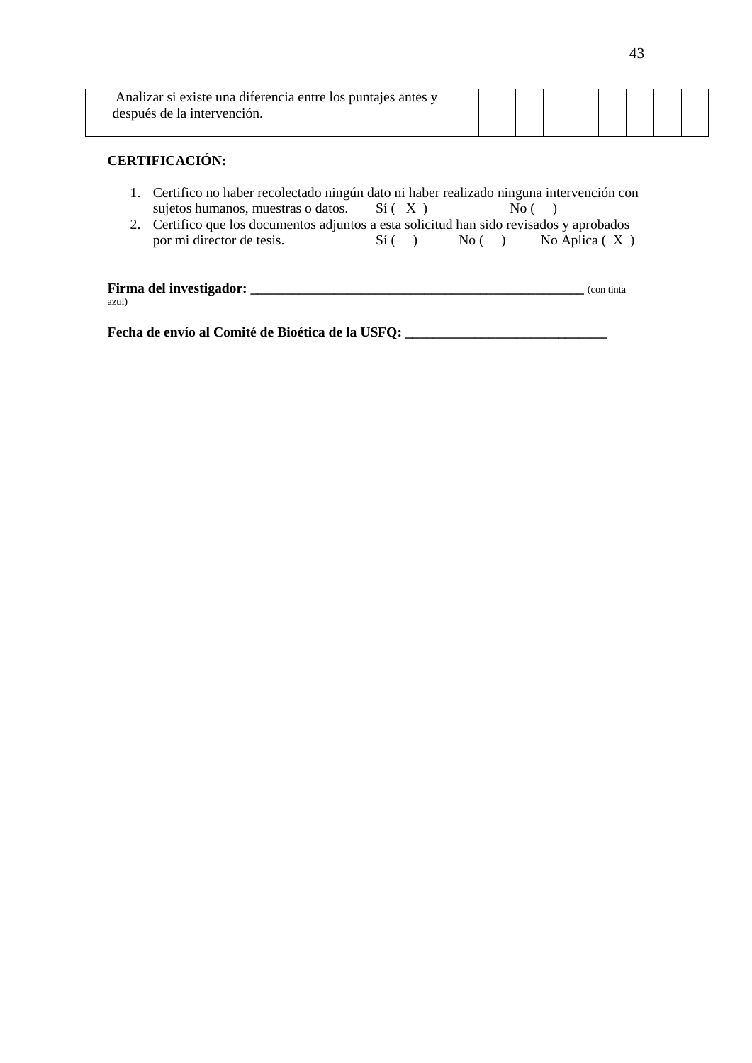| Analizar si existe una diferencia entre los puntajes antes y después de la intervención. | | | | | | | | |
|---|---|---|---|---|---|---|---|---|

**CERTIFICACIÓN:**

1. Certifico no haber recolectado ningún dato ni haber realizado ninguna intervención con sujetos humanos, muestras o datos. Sí ( X ) No ( )
2. Certifico que los documentos adjuntos a esta solicitud han sido revisados y aprobados por mi director de tesis. Sí ( ) No ( ) No Aplica ( X )

**Firma del investigador: ________________________________________________** (con tinta azul)

**Fecha de envío al Comité de Bioética de la USFQ: ____________________________**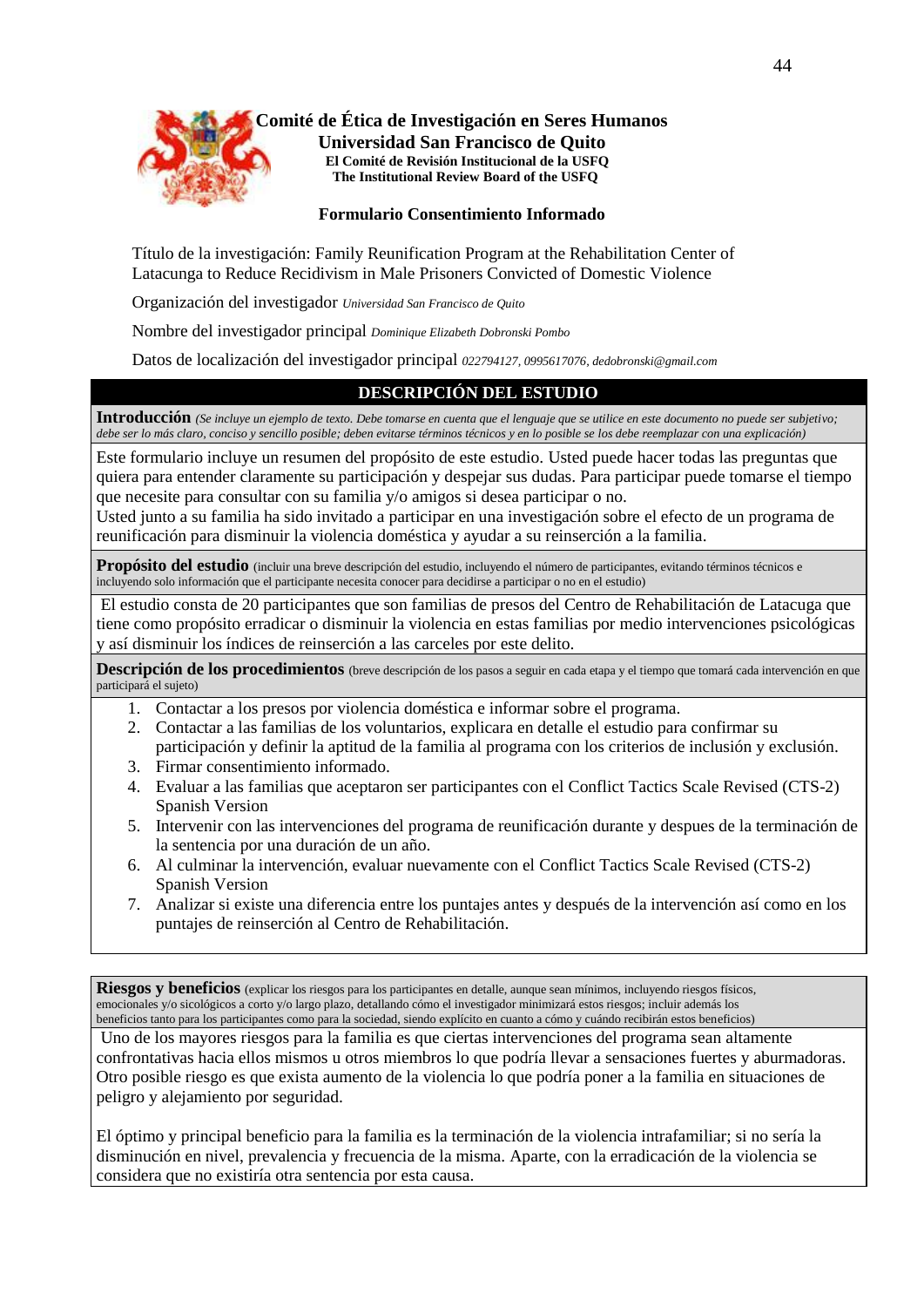**Comité de Ética de Investigación en Seres Humanos**
**Universidad San Francisco de Quito**
**El Comité de Revisión Institucional de la USFQ**
**The Institutional Review Board of the USFQ**

**Formulario Consentimiento Informado**

Título de la investigación: Family Reunification Program at the Rehabilitation Center of Latacunga to Reduce Recidivism in Male Prisoners Convicted of Domestic Violence

Organización del investigador *Universidad San Francisco de Quito*

Nombre del investigador principal *Dominique Elizabeth Dobronski Pombo*

Datos de localización del investigador principal *022794127, 0995617076, dedobronski@gmail.com*

## DESCRIPCIÓN DEL ESTUDIO

**Introducción** *(Se incluye un ejemplo de texto. Debe tomarse en cuenta que el lenguaje que se utilice en este documento no puede ser subjetivo; debe ser lo más claro, conciso y sencillo posible; deben evitarse términos técnicos y en lo posible se los debe reemplazar con una explicación)*

Este formulario incluye un resumen del propósito de este estudio. Usted puede hacer todas las preguntas que quiera para entender claramente su participación y despejar sus dudas. Para participar puede tomarse el tiempo que necesite para consultar con su familia y/o amigos si desea participar o no.
Usted junto a su familia ha sido invitado a participar en una investigación sobre el efecto de un programa de reunificación para disminuir la violencia doméstica y ayudar a su reinserción a la familia.

**Propósito del estudio** (incluir una breve descripción del estudio, incluyendo el número de participantes, evitando términos técnicos e incluyendo solo información que el participante necesita conocer para decidirse a participar o no en el estudio)

El estudio consta de 20 participantes que son familias de presos del Centro de Rehabilitación de Latacuga que tiene como propósito erradicar o disminuir la violencia en estas familias por medio intervenciones psicológicas y así disminuir los índices de reinserción a las carceles por este delito.

**Descripción de los procedimientos** (breve descripción de los pasos a seguir en cada etapa y el tiempo que tomará cada intervención en que participará el sujeto)

1. Contactar a los presos por violencia doméstica e informar sobre el programa.
2. Contactar a las familias de los voluntarios, explicara en detalle el estudio para confirmar su participación y definir la aptitud de la familia al programa con los criterios de inclusión y exclusión.
3. Firmar consentimiento informado.
4. Evaluar a las familias que aceptaron ser participantes con el Conflict Tactics Scale Revised (CTS-2) Spanish Version
5. Intervenir con las intervenciones del programa de reunificación durante y despues de la terminación de la sentencia por una duración de un año.
6. Al culminar la intervención, evaluar nuevamente con el Conflict Tactics Scale Revised (CTS-2) Spanish Version
7. Analizar si existe una diferencia entre los puntajes antes y después de la intervención así como en los puntajes de reinserción al Centro de Rehabilitación.

**Riesgos y beneficios** (explicar los riesgos para los participantes en detalle, aunque sean mínimos, incluyendo riesgos físicos, emocionales y/o sicológicos a corto y/o largo plazo, detallando cómo el investigador minimizará estos riesgos; incluir además los beneficios tanto para los participantes como para la sociedad, siendo explícito en cuanto a cómo y cuándo recibirán estos beneficios)

Uno de los mayores riesgos para la familia es que ciertas intervenciones del programa sean altamente confrontativas hacia ellos mismos u otros miembros lo que podría llevar a sensaciones fuertes y abrumadoras. Otro posible riesgo es que exista aumento de la violencia lo que podría poner a la familia en situaciones de peligro y alejamiento por seguridad.

El óptimo y principal beneficio para la familia es la terminación de la violencia intrafamiliar; si no sería la disminución en nivel, prevalencia y frecuencia de la misma. Aparte, con la erradicación de la violencia se considera que no existiría otra sentencia por esta causa.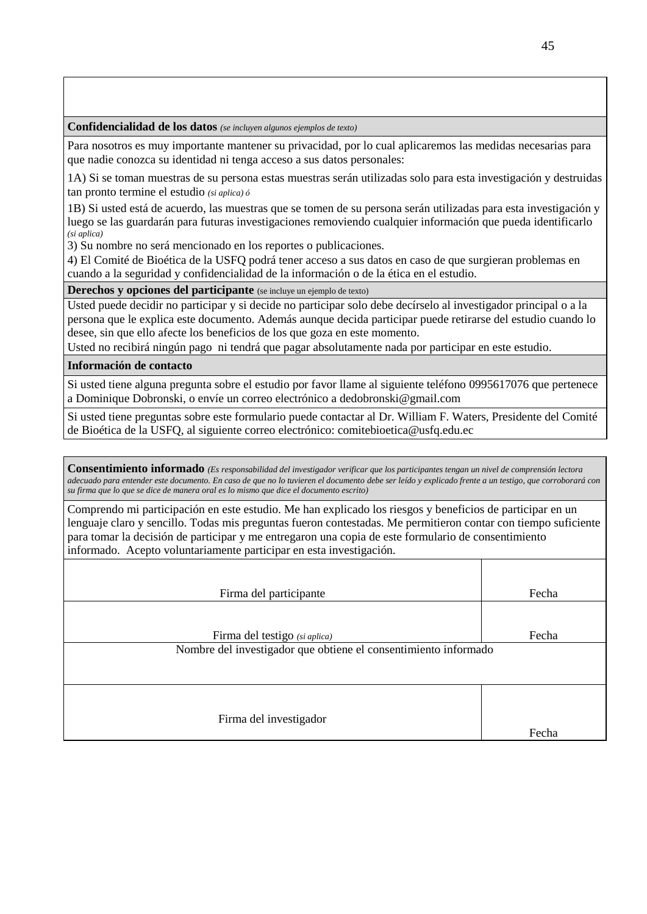**Confidencialidad de los datos** *(se incluyen algunos ejemplos de texto)*

Para nosotros es muy importante mantener su privacidad, por lo cual aplicaremos las medidas necesarias para que nadie conozca su identidad ni tenga acceso a sus datos personales:

1A) Si se toman muestras de su persona estas muestras serán utilizadas solo para esta investigación y destruidas tan pronto termine el estudio *(si aplica) ó*

1B) Si usted está de acuerdo, las muestras que se tomen de su persona serán utilizadas para esta investigación y luego se las guardarán para futuras investigaciones removiendo cualquier información que pueda identificarlo *(si aplica)*

3) Su nombre no será mencionado en los reportes o publicaciones.

4) El Comité de Bioética de la USFQ podrá tener acceso a sus datos en caso de que surgieran problemas en cuando a la seguridad y confidencialidad de la información o de la ética en el estudio.

**Derechos y opciones del participante** (se incluye un ejemplo de texto)

Usted puede decidir no participar y si decide no participar solo debe decírselo al investigador principal o a la persona que le explica este documento. Además aunque decida participar puede retirarse del estudio cuando lo desee, sin que ello afecte los beneficios de los que goza en este momento.

Usted no recibirá ningún pago ni tendrá que pagar absolutamente nada por participar en este estudio.

**Información de contacto**

Si usted tiene alguna pregunta sobre el estudio por favor llame al siguiente teléfono 0995617076 que pertenece a Dominique Dobronski, o envíe un correo electrónico a dedobronski@gmail.com

Si usted tiene preguntas sobre este formulario puede contactar al Dr. William F. Waters, Presidente del Comité de Bioética de la USFQ, al siguiente correo electrónico: comitebioetica@usfq.edu.ec

**Consentimiento informado** *(Es responsabilidad del investigador verificar que los participantes tengan un nivel de comprensión lectora adecuado para entender este documento. En caso de que no lo tuvieren el documento debe ser leído y explicado frente a un testigo, que corroborará con su firma que lo que se dice de manera oral es lo mismo que dice el documento escrito)*

Comprendo mi participación en este estudio. Me han explicado los riesgos y beneficios de participar en un lenguaje claro y sencillo. Todas mis preguntas fueron contestadas. Me permitieron contar con tiempo suficiente para tomar la decisión de participar y me entregaron una copia de este formulario de consentimiento informado. Acepto voluntariamente participar en esta investigación.

| | |
|---|---|
| Firma del participante | Fecha |
| Firma del testigo *(si aplica)* | Fecha |
| Nombre del investigador que obtiene el consentimiento informado | |
| Firma del investigador | Fecha |